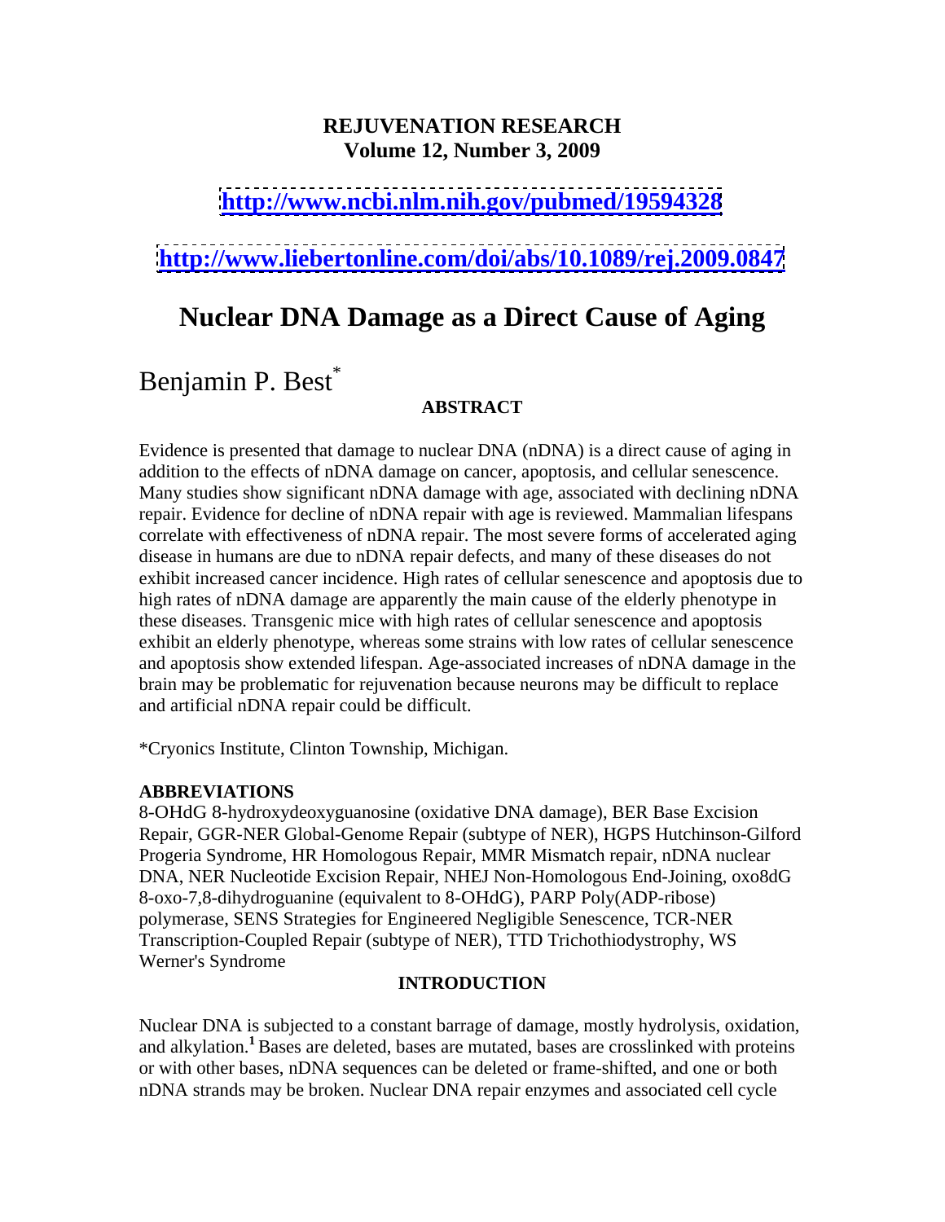**REJUVENATION RESEARCH**
**Volume 12, Number 3, 2009**

**[http://www.ncbi.nlm.nih.gov/pubmed/19594328](http://www.ncbi.nlm.nih.gov/pubmed/19594328)**

**[http://www.liebertonline.com/doi/abs/10.1089/rej.2009.0847](http://www.liebertonline.com/doi/abs/10.1089/rej.2009.0847)**

# Nuclear DNA Damage as a Direct Cause of Aging

Benjamin P. Best[*]

## ABSTRACT

Evidence is presented that damage to nuclear DNA (nDNA) is a direct cause of aging in addition to the effects of nDNA damage on cancer, apoptosis, and cellular senescence. Many studies show significant nDNA damage with age, associated with declining nDNA repair. Evidence for decline of nDNA repair with age is reviewed. Mammalian lifespans correlate with effectiveness of nDNA repair. The most severe forms of accelerated aging disease in humans are due to nDNA repair defects, and many of these diseases do not exhibit increased cancer incidence. High rates of cellular senescence and apoptosis due to high rates of nDNA damage are apparently the main cause of the elderly phenotype in these diseases. Transgenic mice with high rates of cellular senescence and apoptosis exhibit an elderly phenotype, whereas some strains with low rates of cellular senescence and apoptosis show extended lifespan. Age-associated increases of nDNA damage in the brain may be problematic for rejuvenation because neurons may be difficult to replace and artificial nDNA repair could be difficult.

*Cryonics Institute, Clinton Township, Michigan.

**ABBREVIATIONS**
8-OHdG 8-hydroxydeoxyguanosine (oxidative DNA damage), BER Base Excision Repair, GGR-NER Global-Genome Repair (subtype of NER), HGPS Hutchinson-Gilford Progeria Syndrome, HR Homologous Repair, MMR Mismatch repair, nDNA nuclear DNA, NER Nucleotide Excision Repair, NHEJ Non-Homologous End-Joining, oxo8dG 8-oxo-7,8-dihydroguanine (equivalent to 8-OHdG), PARP Poly(ADP-ribose) polymerase, SENS Strategies for Engineered Negligible Senescence, TCR-NER Transcription-Coupled Repair (subtype of NER), TTD Trichothiodystrophy, WS Werner's Syndrome

## INTRODUCTION

Nuclear DNA is subjected to a constant barrage of damage, mostly hydrolysis, oxidation, and alkylation.[1] Bases are deleted, bases are mutated, bases are crosslinked with proteins or with other bases, nDNA sequences can be deleted or frame-shifted, and one or both nDNA strands may be broken. Nuclear DNA repair enzymes and associated cell cycle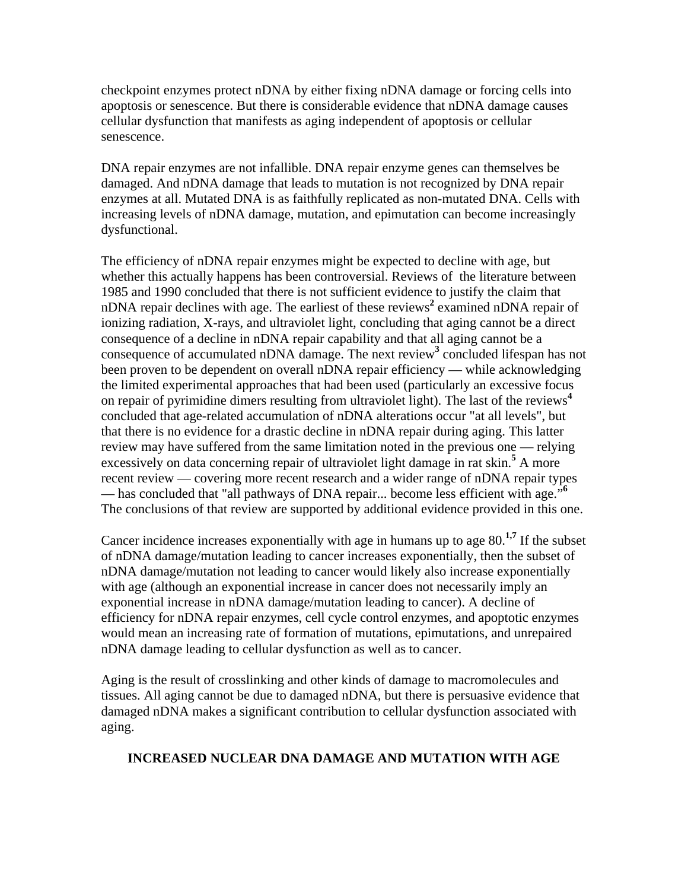checkpoint enzymes protect nDNA by either fixing nDNA damage or forcing cells into apoptosis or senescence. But there is considerable evidence that nDNA damage causes cellular dysfunction that manifests as aging independent of apoptosis or cellular senescence.

DNA repair enzymes are not infallible. DNA repair enzyme genes can themselves be damaged. And nDNA damage that leads to mutation is not recognized by DNA repair enzymes at all. Mutated DNA is as faithfully replicated as non-mutated DNA. Cells with increasing levels of nDNA damage, mutation, and epimutation can become increasingly dysfunctional.

The efficiency of nDNA repair enzymes might be expected to decline with age, but whether this actually happens has been controversial. Reviews of the literature between 1985 and 1990 concluded that there is not sufficient evidence to justify the claim that nDNA repair declines with age. The earliest of these reviews[2] examined nDNA repair of ionizing radiation, X-rays, and ultraviolet light, concluding that aging cannot be a direct consequence of a decline in nDNA repair capability and that all aging cannot be a consequence of accumulated nDNA damage. The next review[3] concluded lifespan has not been proven to be dependent on overall nDNA repair efficiency — while acknowledging the limited experimental approaches that had been used (particularly an excessive focus on repair of pyrimidine dimers resulting from ultraviolet light). The last of the reviews[4] concluded that age-related accumulation of nDNA alterations occur "at all levels", but that there is no evidence for a drastic decline in nDNA repair during aging. This latter review may have suffered from the same limitation noted in the previous one — relying excessively on data concerning repair of ultraviolet light damage in rat skin.[5] A more recent review — covering more recent research and a wider range of nDNA repair types — has concluded that "all pathways of DNA repair... become less efficient with age."[6] The conclusions of that review are supported by additional evidence provided in this one.

Cancer incidence increases exponentially with age in humans up to age 80.[1,7] If the subset of nDNA damage/mutation leading to cancer increases exponentially, then the subset of nDNA damage/mutation not leading to cancer would likely also increase exponentially with age (although an exponential increase in cancer does not necessarily imply an exponential increase in nDNA damage/mutation leading to cancer). A decline of efficiency for nDNA repair enzymes, cell cycle control enzymes, and apoptotic enzymes would mean an increasing rate of formation of mutations, epimutations, and unrepaired nDNA damage leading to cellular dysfunction as well as to cancer.

Aging is the result of crosslinking and other kinds of damage to macromolecules and tissues. All aging cannot be due to damaged nDNA, but there is persuasive evidence that damaged nDNA makes a significant contribution to cellular dysfunction associated with aging.

## INCREASED NUCLEAR DNA DAMAGE AND MUTATION WITH AGE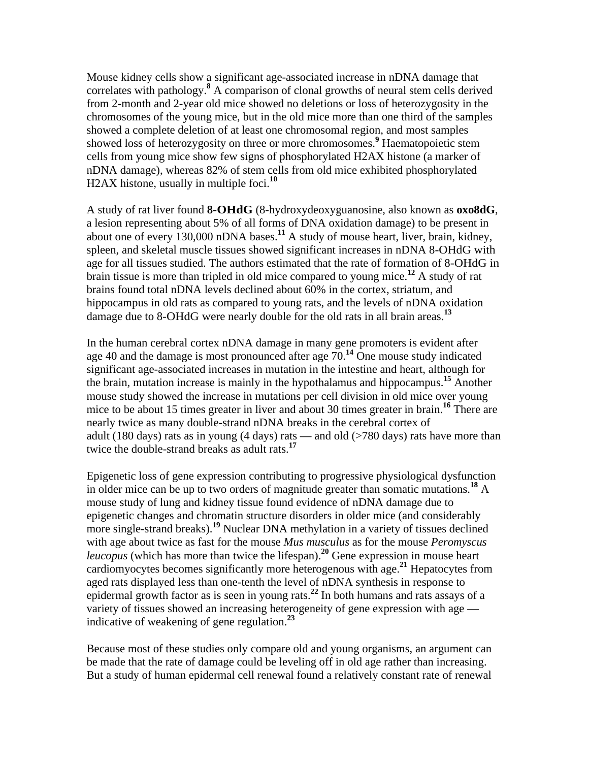Mouse kidney cells show a significant age-associated increase in nDNA damage that correlates with pathology.[8] A comparison of clonal growths of neural stem cells derived from 2-month and 2-year old mice showed no deletions or loss of heterozygosity in the chromosomes of the young mice, but in the old mice more than one third of the samples showed a complete deletion of at least one chromosomal region, and most samples showed loss of heterozygosity on three or more chromosomes.[9] Haematopoietic stem cells from young mice show few signs of phosphorylated H2AX histone (a marker of nDNA damage), whereas 82% of stem cells from old mice exhibited phosphorylated H2AX histone, usually in multiple foci.[10]

A study of rat liver found **8-OHdG** (8-hydroxydeoxyguanosine, also known as **oxo8dG**, a lesion representing about 5% of all forms of DNA oxidation damage) to be present in about one of every 130,000 nDNA bases.[11] A study of mouse heart, liver, brain, kidney, spleen, and skeletal muscle tissues showed significant increases in nDNA 8-OHdG with age for all tissues studied. The authors estimated that the rate of formation of 8-OHdG in brain tissue is more than tripled in old mice compared to young mice.[12] A study of rat brains found total nDNA levels declined about 60% in the cortex, striatum, and hippocampus in old rats as compared to young rats, and the levels of nDNA oxidation damage due to 8-OHdG were nearly double for the old rats in all brain areas.[13]

In the human cerebral cortex nDNA damage in many gene promoters is evident after age 40 and the damage is most pronounced after age 70.[14] One mouse study indicated significant age-associated increases in mutation in the intestine and heart, although for the brain, mutation increase is mainly in the hypothalamus and hippocampus.[15] Another mouse study showed the increase in mutations per cell division in old mice over young mice to be about 15 times greater in liver and about 30 times greater in brain.[16] There are nearly twice as many double-strand nDNA breaks in the cerebral cortex of adult (180 days) rats as in young (4 days) rats — and old (>780 days) rats have more than twice the double-strand breaks as adult rats.[17]

Epigenetic loss of gene expression contributing to progressive physiological dysfunction in older mice can be up to two orders of magnitude greater than somatic mutations.[18] A mouse study of lung and kidney tissue found evidence of nDNA damage due to epigenetic changes and chromatin structure disorders in older mice (and considerably more single-strand breaks).[19] Nuclear DNA methylation in a variety of tissues declined with age about twice as fast for the mouse *Mus musculus* as for the mouse *Peromyscus leucopus* (which has more than twice the lifespan).[20] Gene expression in mouse heart cardiomyocytes becomes significantly more heterogenous with age.[21] Hepatocytes from aged rats displayed less than one-tenth the level of nDNA synthesis in response to epidermal growth factor as is seen in young rats.[22] In both humans and rats assays of a variety of tissues showed an increasing heterogeneity of gene expression with age — indicative of weakening of gene regulation.[23]

Because most of these studies only compare old and young organisms, an argument can be made that the rate of damage could be leveling off in old age rather than increasing. But a study of human epidermal cell renewal found a relatively constant rate of renewal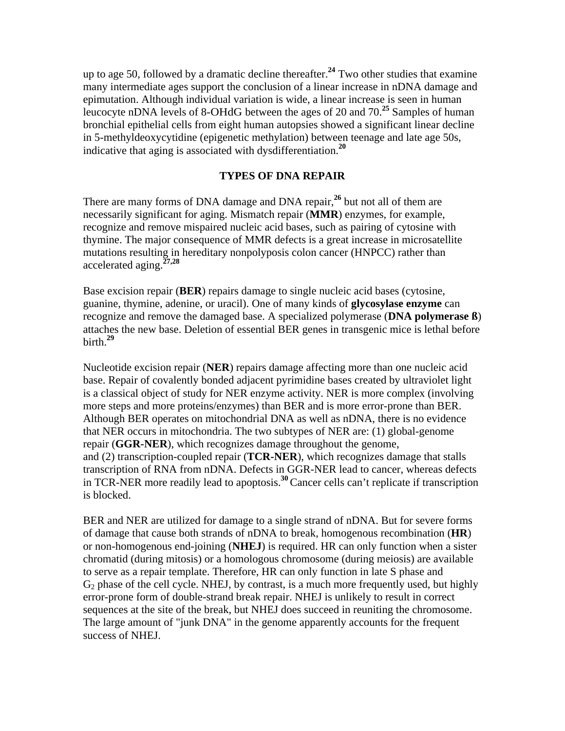up to age 50, followed by a dramatic decline thereafter.[24] Two other studies that examine many intermediate ages support the conclusion of a linear increase in nDNA damage and epimutation. Although individual variation is wide, a linear increase is seen in human leucocyte nDNA levels of 8-OHdG between the ages of 20 and 70.[25] Samples of human bronchial epithelial cells from eight human autopsies showed a significant linear decline in 5-methyldeoxycytidine (epigenetic methylation) between teenage and late age 50s, indicative that aging is associated with dysdifferentiation.[20]

## TYPES OF DNA REPAIR

There are many forms of DNA damage and DNA repair,[26] but not all of them are necessarily significant for aging. Mismatch repair (**MMR**) enzymes, for example, recognize and remove mispaired nucleic acid bases, such as pairing of cytosine with thymine. The major consequence of MMR defects is a great increase in microsatellite mutations resulting in hereditary nonpolyposis colon cancer (HNPCC) rather than accelerated aging.[27,28]

Base excision repair (**BER**) repairs damage to single nucleic acid bases (cytosine, guanine, thymine, adenine, or uracil). One of many kinds of **glycosylase enzyme** can recognize and remove the damaged base. A specialized polymerase (**DNA polymerase ß**) attaches the new base. Deletion of essential BER genes in transgenic mice is lethal before birth.[29]

Nucleotide excision repair (**NER**) repairs damage affecting more than one nucleic acid base. Repair of covalently bonded adjacent pyrimidine bases created by ultraviolet light is a classical object of study for NER enzyme activity. NER is more complex (involving more steps and more proteins/enzymes) than BER and is more error-prone than BER. Although BER operates on mitochondrial DNA as well as nDNA, there is no evidence that NER occurs in mitochondria. The two subtypes of NER are: (1) global-genome repair (**GGR-NER**), which recognizes damage throughout the genome, and (2) transcription-coupled repair (**TCR-NER**), which recognizes damage that stalls transcription of RNA from nDNA. Defects in GGR-NER lead to cancer, whereas defects in TCR-NER more readily lead to apoptosis.[30] Cancer cells can't replicate if transcription is blocked.

BER and NER are utilized for damage to a single strand of nDNA. But for severe forms of damage that cause both strands of nDNA to break, homogenous recombination (**HR**) or non-homogenous end-joining (**NHEJ**) is required. HR can only function when a sister chromatid (during mitosis) or a homologous chromosome (during meiosis) are available to serve as a repair template. Therefore, HR can only function in late S phase and $G_2$ phase of the cell cycle. NHEJ, by contrast, is a much more frequently used, but highly error-prone form of double-strand break repair. NHEJ is unlikely to result in correct sequences at the site of the break, but NHEJ does succeed in reuniting the chromosome. The large amount of "junk DNA" in the genome apparently accounts for the frequent success of NHEJ.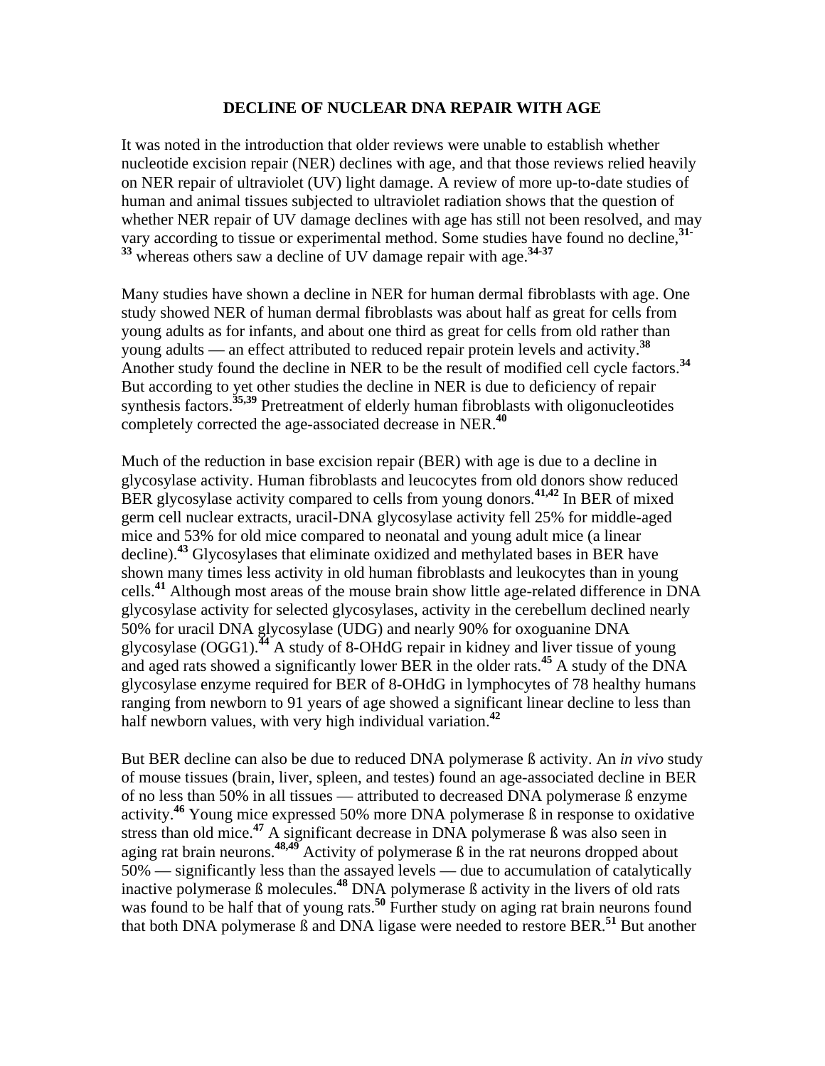## DECLINE OF NUCLEAR DNA REPAIR WITH AGE

It was noted in the introduction that older reviews were unable to establish whether nucleotide excision repair (NER) declines with age, and that those reviews relied heavily on NER repair of ultraviolet (UV) light damage. A review of more up-to-date studies of human and animal tissues subjected to ultraviolet radiation shows that the question of whether NER repair of UV damage declines with age has still not been resolved, and may vary according to tissue or experimental method. Some studies have found no decline,[31-33] whereas others saw a decline of UV damage repair with age.[34-37]

Many studies have shown a decline in NER for human dermal fibroblasts with age. One study showed NER of human dermal fibroblasts was about half as great for cells from young adults as for infants, and about one third as great for cells from old rather than young adults — an effect attributed to reduced repair protein levels and activity.[38] Another study found the decline in NER to be the result of modified cell cycle factors.[34] But according to yet other studies the decline in NER is due to deficiency of repair synthesis factors.[35,39] Pretreatment of elderly human fibroblasts with oligonucleotides completely corrected the age-associated decrease in NER.[40]

Much of the reduction in base excision repair (BER) with age is due to a decline in glycosylase activity. Human fibroblasts and leucocytes from old donors show reduced BER glycosylase activity compared to cells from young donors.[41,42] In BER of mixed germ cell nuclear extracts, uracil-DNA glycosylase activity fell 25% for middle-aged mice and 53% for old mice compared to neonatal and young adult mice (a linear decline).[43] Glycosylases that eliminate oxidized and methylated bases in BER have shown many times less activity in old human fibroblasts and leukocytes than in young cells.[41] Although most areas of the mouse brain show little age-related difference in DNA glycosylase activity for selected glycosylases, activity in the cerebellum declined nearly 50% for uracil DNA glycosylase (UDG) and nearly 90% for oxoguanine DNA glycosylase (OGG1).[44] A study of 8-OHdG repair in kidney and liver tissue of young and aged rats showed a significantly lower BER in the older rats.[45] A study of the DNA glycosylase enzyme required for BER of 8-OHdG in lymphocytes of 78 healthy humans ranging from newborn to 91 years of age showed a significant linear decline to less than half newborn values, with very high individual variation.[42]

But BER decline can also be due to reduced DNA polymerase ß activity. An *in vivo* study of mouse tissues (brain, liver, spleen, and testes) found an age-associated decline in BER of no less than 50% in all tissues — attributed to decreased DNA polymerase ß enzyme activity.[46] Young mice expressed 50% more DNA polymerase ß in response to oxidative stress than old mice.[47] A significant decrease in DNA polymerase ß was also seen in aging rat brain neurons.[48,49] Activity of polymerase ß in the rat neurons dropped about 50% — significantly less than the assayed levels — due to accumulation of catalytically inactive polymerase ß molecules.[48] DNA polymerase ß activity in the livers of old rats was found to be half that of young rats.[50] Further study on aging rat brain neurons found that both DNA polymerase ß and DNA ligase were needed to restore BER.[51] But another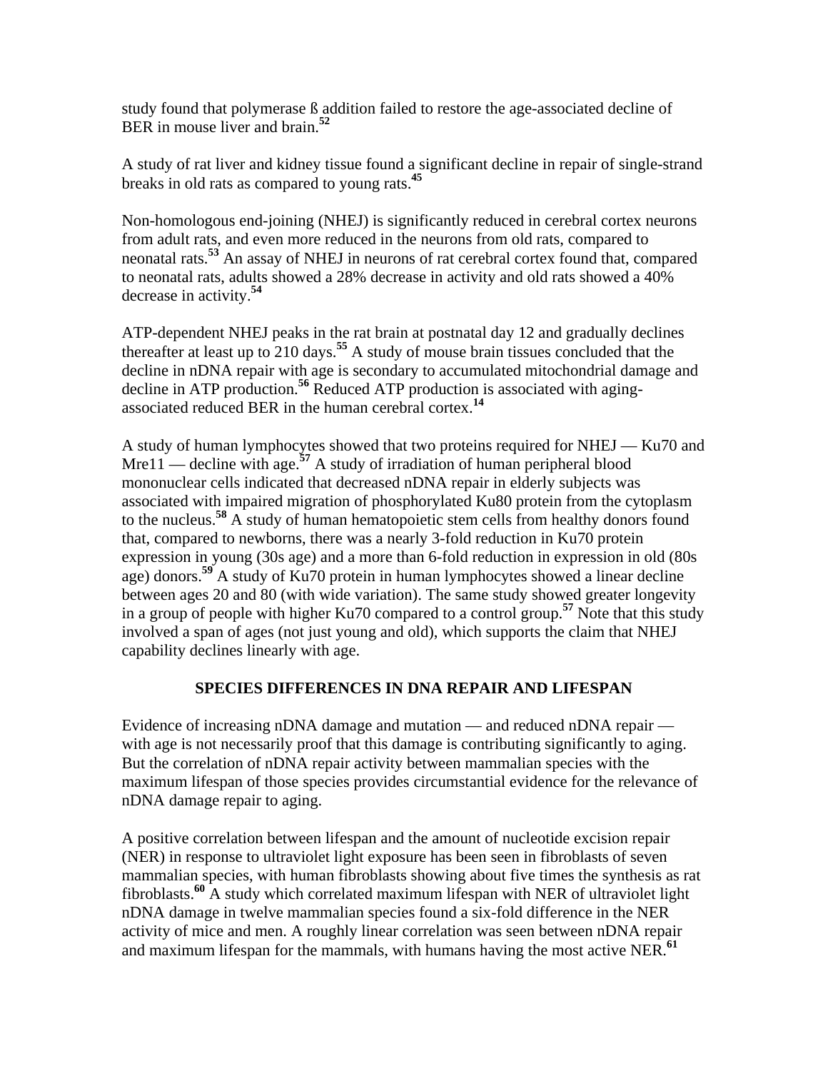study found that polymerase ß addition failed to restore the age-associated decline of BER in mouse liver and brain.[52]

A study of rat liver and kidney tissue found a significant decline in repair of single-strand breaks in old rats as compared to young rats.[45]

Non-homologous end-joining (NHEJ) is significantly reduced in cerebral cortex neurons from adult rats, and even more reduced in the neurons from old rats, compared to neonatal rats.[53] An assay of NHEJ in neurons of rat cerebral cortex found that, compared to neonatal rats, adults showed a 28% decrease in activity and old rats showed a 40% decrease in activity.[54]

ATP-dependent NHEJ peaks in the rat brain at postnatal day 12 and gradually declines thereafter at least up to 210 days.[55] A study of mouse brain tissues concluded that the decline in nDNA repair with age is secondary to accumulated mitochondrial damage and decline in ATP production.[56] Reduced ATP production is associated with aging-associated reduced BER in the human cerebral cortex.[14]

A study of human lymphocytes showed that two proteins required for NHEJ — Ku70 and Mre11 — decline with age.[57] A study of irradiation of human peripheral blood mononuclear cells indicated that decreased nDNA repair in elderly subjects was associated with impaired migration of phosphorylated Ku80 protein from the cytoplasm to the nucleus.[58] A study of human hematopoietic stem cells from healthy donors found that, compared to newborns, there was a nearly 3-fold reduction in Ku70 protein expression in young (30s age) and a more than 6-fold reduction in expression in old (80s age) donors.[59] A study of Ku70 protein in human lymphocytes showed a linear decline between ages 20 and 80 (with wide variation). The same study showed greater longevity in a group of people with higher Ku70 compared to a control group.[57] Note that this study involved a span of ages (not just young and old), which supports the claim that NHEJ capability declines linearly with age.

## SPECIES DIFFERENCES IN DNA REPAIR AND LIFESPAN

Evidence of increasing nDNA damage and mutation — and reduced nDNA repair — with age is not necessarily proof that this damage is contributing significantly to aging. But the correlation of nDNA repair activity between mammalian species with the maximum lifespan of those species provides circumstantial evidence for the relevance of nDNA damage repair to aging.

A positive correlation between lifespan and the amount of nucleotide excision repair (NER) in response to ultraviolet light exposure has been seen in fibroblasts of seven mammalian species, with human fibroblasts showing about five times the synthesis as rat fibroblasts.[60] A study which correlated maximum lifespan with NER of ultraviolet light nDNA damage in twelve mammalian species found a six-fold difference in the NER activity of mice and men. A roughly linear correlation was seen between nDNA repair and maximum lifespan for the mammals, with humans having the most active NER.[61]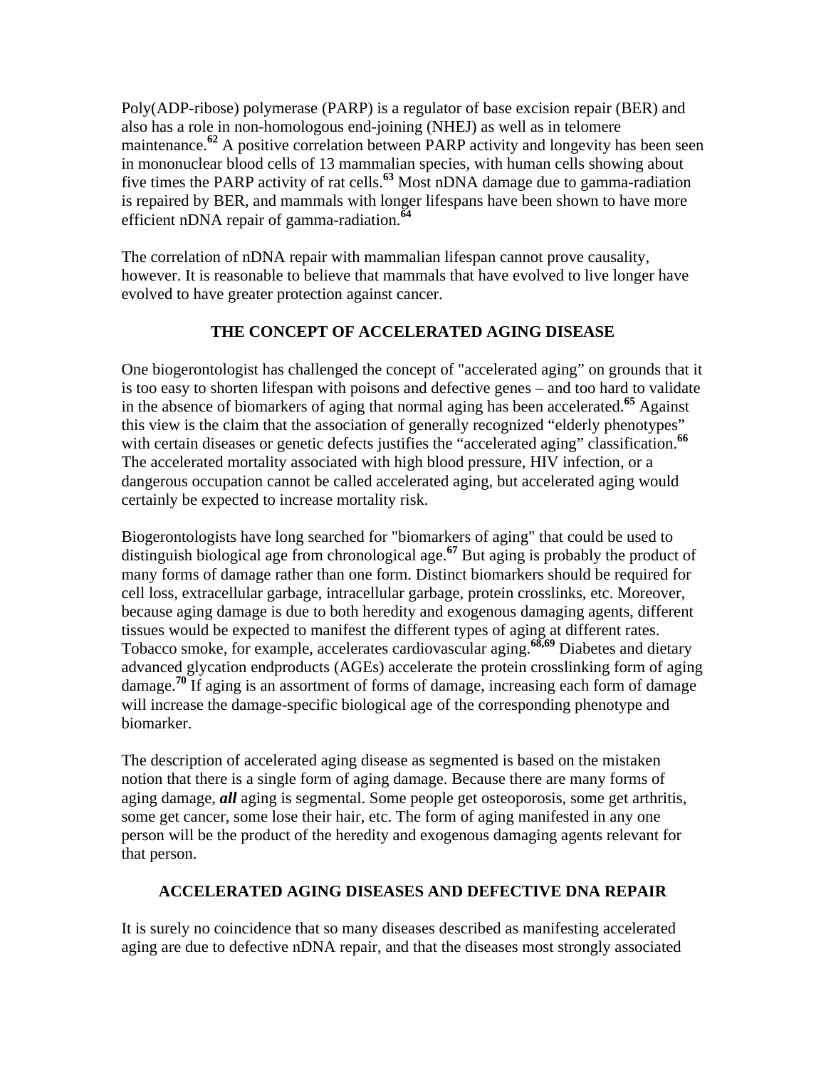Poly(ADP-ribose) polymerase (PARP) is a regulator of base excision repair (BER) and also has a role in non-homologous end-joining (NHEJ) as well as in telomere maintenance.[62] A positive correlation between PARP activity and longevity has been seen in mononuclear blood cells of 13 mammalian species, with human cells showing about five times the PARP activity of rat cells.[63] Most nDNA damage due to gamma-radiation is repaired by BER, and mammals with longer lifespans have been shown to have more efficient nDNA repair of gamma-radiation.[64]

The correlation of nDNA repair with mammalian lifespan cannot prove causality, however. It is reasonable to believe that mammals that have evolved to live longer have evolved to have greater protection against cancer.

## THE CONCEPT OF ACCELERATED AGING DISEASE

One biogerontologist has challenged the concept of "accelerated aging" on grounds that it is too easy to shorten lifespan with poisons and defective genes – and too hard to validate in the absence of biomarkers of aging that normal aging has been accelerated.[65] Against this view is the claim that the association of generally recognized "elderly phenotypes" with certain diseases or genetic defects justifies the "accelerated aging" classification.[66] The accelerated mortality associated with high blood pressure, HIV infection, or a dangerous occupation cannot be called accelerated aging, but accelerated aging would certainly be expected to increase mortality risk.

Biogerontologists have long searched for "biomarkers of aging" that could be used to distinguish biological age from chronological age.[67] But aging is probably the product of many forms of damage rather than one form. Distinct biomarkers should be required for cell loss, extracellular garbage, intracellular garbage, protein crosslinks, etc. Moreover, because aging damage is due to both heredity and exogenous damaging agents, different tissues would be expected to manifest the different types of aging at different rates. Tobacco smoke, for example, accelerates cardiovascular aging.[68,69] Diabetes and dietary advanced glycation endproducts (AGEs) accelerate the protein crosslinking form of aging damage.[70] If aging is an assortment of forms of damage, increasing each form of damage will increase the damage-specific biological age of the corresponding phenotype and biomarker.

The description of accelerated aging disease as segmented is based on the mistaken notion that there is a single form of aging damage. Because there are many forms of aging damage, ***all*** aging is segmental. Some people get osteoporosis, some get arthritis, some get cancer, some lose their hair, etc. The form of aging manifested in any one person will be the product of the heredity and exogenous damaging agents relevant for that person.

## ACCELERATED AGING DISEASES AND DEFECTIVE DNA REPAIR

It is surely no coincidence that so many diseases described as manifesting accelerated aging are due to defective nDNA repair, and that the diseases most strongly associated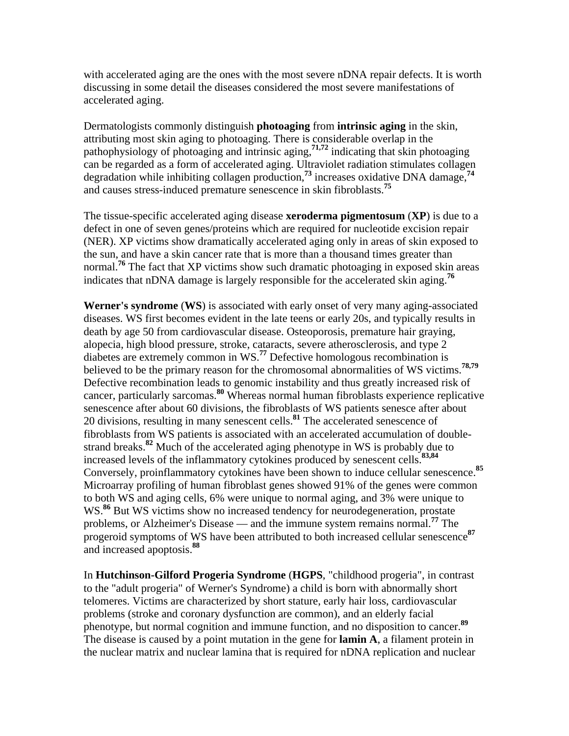with accelerated aging are the ones with the most severe nDNA repair defects. It is worth discussing in some detail the diseases considered the most severe manifestations of accelerated aging.

Dermatologists commonly distinguish **photoaging** from **intrinsic aging** in the skin, attributing most skin aging to photoaging. There is considerable overlap in the pathophysiology of photoaging and intrinsic aging,[71,72] indicating that skin photoaging can be regarded as a form of accelerated aging. Ultraviolet radiation stimulates collagen degradation while inhibiting collagen production,[73] increases oxidative DNA damage,[74] and causes stress-induced premature senescence in skin fibroblasts.[75]

The tissue-specific accelerated aging disease **xeroderma pigmentosum** (**XP**) is due to a defect in one of seven genes/proteins which are required for nucleotide excision repair (NER). XP victims show dramatically accelerated aging only in areas of skin exposed to the sun, and have a skin cancer rate that is more than a thousand times greater than normal.[76] The fact that XP victims show such dramatic photoaging in exposed skin areas indicates that nDNA damage is largely responsible for the accelerated skin aging.[76]

**Werner's syndrome** (**WS**) is associated with early onset of very many aging-associated diseases. WS first becomes evident in the late teens or early 20s, and typically results in death by age 50 from cardiovascular disease. Osteoporosis, premature hair graying, alopecia, high blood pressure, stroke, cataracts, severe atherosclerosis, and type 2 diabetes are extremely common in WS.[77] Defective homologous recombination is believed to be the primary reason for the chromosomal abnormalities of WS victims.[78,79] Defective recombination leads to genomic instability and thus greatly increased risk of cancer, particularly sarcomas.[80] Whereas normal human fibroblasts experience replicative senescence after about 60 divisions, the fibroblasts of WS patients senesce after about 20 divisions, resulting in many senescent cells.[81] The accelerated senescence of fibroblasts from WS patients is associated with an accelerated accumulation of double-strand breaks.[82] Much of the accelerated aging phenotype in WS is probably due to increased levels of the inflammatory cytokines produced by senescent cells.[83,84] Conversely, proinflammatory cytokines have been shown to induce cellular senescence.[85] Microarray profiling of human fibroblast genes showed 91% of the genes were common to both WS and aging cells, 6% were unique to normal aging, and 3% were unique to WS.[86] But WS victims show no increased tendency for neurodegeneration, prostate problems, or Alzheimer's Disease — and the immune system remains normal.[77] The progeroid symptoms of WS have been attributed to both increased cellular senescence[87] and increased apoptosis.[88]

In **Hutchinson-Gilford Progeria Syndrome** (**HGPS**, "childhood progeria", in contrast to the "adult progeria" of Werner's Syndrome) a child is born with abnormally short telomeres. Victims are characterized by short stature, early hair loss, cardiovascular problems (stroke and coronary dysfunction are common), and an elderly facial phenotype, but normal cognition and immune function, and no disposition to cancer.[89] The disease is caused by a point mutation in the gene for **lamin A**, a filament protein in the nuclear matrix and nuclear lamina that is required for nDNA replication and nuclear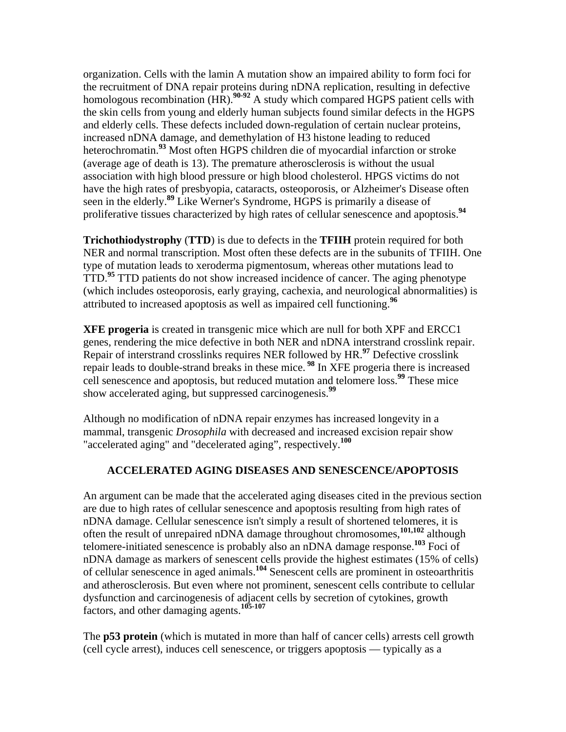organization. Cells with the lamin A mutation show an impaired ability to form foci for the recruitment of DNA repair proteins during nDNA replication, resulting in defective homologous recombination (HR).[90-92] A study which compared HGPS patient cells with the skin cells from young and elderly human subjects found similar defects in the HGPS and elderly cells. These defects included down-regulation of certain nuclear proteins, increased nDNA damage, and demethylation of H3 histone leading to reduced heterochromatin.[93] Most often HGPS children die of myocardial infarction or stroke (average age of death is 13). The premature atherosclerosis is without the usual association with high blood pressure or high blood cholesterol. HPGS victims do not have the high rates of presbyopia, cataracts, osteoporosis, or Alzheimer's Disease often seen in the elderly.[89] Like Werner's Syndrome, HGPS is primarily a disease of proliferative tissues characterized by high rates of cellular senescence and apoptosis.[94]

**Trichothiodystrophy** (**TTD**) is due to defects in the **TFIIH** protein required for both NER and normal transcription. Most often these defects are in the subunits of TFIIH. One type of mutation leads to xeroderma pigmentosum, whereas other mutations lead to TTD.[95] TTD patients do not show increased incidence of cancer. The aging phenotype (which includes osteoporosis, early graying, cachexia, and neurological abnormalities) is attributed to increased apoptosis as well as impaired cell functioning.[96]

**XFE progeria** is created in transgenic mice which are null for both XPF and ERCC1 genes, rendering the mice defective in both NER and nDNA interstrand crosslink repair. Repair of interstrand crosslinks requires NER followed by HR.[97] Defective crosslink repair leads to double-strand breaks in these mice. [98] In XFE progeria there is increased cell senescence and apoptosis, but reduced mutation and telomere loss.[99] These mice show accelerated aging, but suppressed carcinogenesis.[99]

Although no modification of nDNA repair enzymes has increased longevity in a mammal, transgenic *Drosophila* with decreased and increased excision repair show "accelerated aging" and "decelerated aging", respectively.[100]

## ACCELERATED AGING DISEASES AND SENESCENCE/APOPTOSIS

An argument can be made that the accelerated aging diseases cited in the previous section are due to high rates of cellular senescence and apoptosis resulting from high rates of nDNA damage. Cellular senescence isn't simply a result of shortened telomeres, it is often the result of unrepaired nDNA damage throughout chromosomes,[101,102] although telomere-initiated senescence is probably also an nDNA damage response.[103] Foci of nDNA damage as markers of senescent cells provide the highest estimates (15% of cells) of cellular senescence in aged animals.[104] Senescent cells are prominent in osteoarthritis and atherosclerosis. But even where not prominent, senescent cells contribute to cellular dysfunction and carcinogenesis of adjacent cells by secretion of cytokines, growth factors, and other damaging agents.[105-107]

The **p53 protein** (which is mutated in more than half of cancer cells) arrests cell growth (cell cycle arrest), induces cell senescence, or triggers apoptosis — typically as a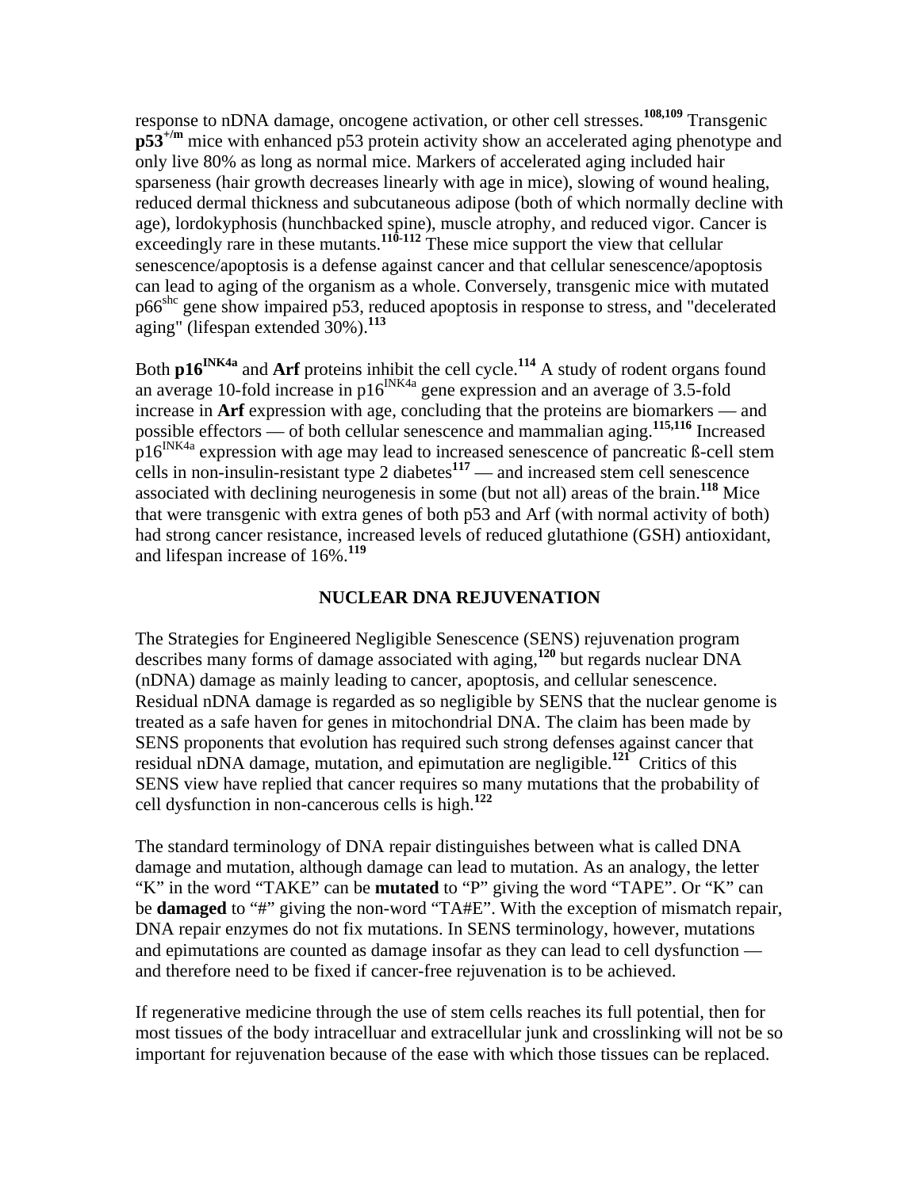response to nDNA damage, oncogene activation, or other cell stresses.[108,109] Transgenic **p53$^{+/m}$** mice with enhanced p53 protein activity show an accelerated aging phenotype and only live 80% as long as normal mice. Markers of accelerated aging included hair sparseness (hair growth decreases linearly with age in mice), slowing of wound healing, reduced dermal thickness and subcutaneous adipose (both of which normally decline with age), lordokyphosis (hunchbacked spine), muscle atrophy, and reduced vigor. Cancer is exceedingly rare in these mutants.[110-112] These mice support the view that cellular senescence/apoptosis is a defense against cancer and that cellular senescence/apoptosis can lead to aging of the organism as a whole. Conversely, transgenic mice with mutated p66$^{shc}$ gene show impaired p53, reduced apoptosis in response to stress, and "decelerated aging" (lifespan extended 30%).[113]

Both **p16$^{INK4a}$** and **Arf** proteins inhibit the cell cycle.[114] A study of rodent organs found an average 10-fold increase in p16$^{INK4a}$ gene expression and an average of 3.5-fold increase in **Arf** expression with age, concluding that the proteins are biomarkers — and possible effectors — of both cellular senescence and mammalian aging.[115,116] Increased p16$^{INK4a}$ expression with age may lead to increased senescence of pancreatic ß-cell stem cells in non-insulin-resistant type 2 diabetes[117] — and increased stem cell senescence associated with declining neurogenesis in some (but not all) areas of the brain.[118] Mice that were transgenic with extra genes of both p53 and Arf (with normal activity of both) had strong cancer resistance, increased levels of reduced glutathione (GSH) antioxidant, and lifespan increase of 16%.[119]

## NUCLEAR DNA REJUVENATION

The Strategies for Engineered Negligible Senescence (SENS) rejuvenation program describes many forms of damage associated with aging,[120] but regards nuclear DNA (nDNA) damage as mainly leading to cancer, apoptosis, and cellular senescence. Residual nDNA damage is regarded as so negligible by SENS that the nuclear genome is treated as a safe haven for genes in mitochondrial DNA. The claim has been made by SENS proponents that evolution has required such strong defenses against cancer that residual nDNA damage, mutation, and epimutation are negligible.[121] Critics of this SENS view have replied that cancer requires so many mutations that the probability of cell dysfunction in non-cancerous cells is high.[122]

The standard terminology of DNA repair distinguishes between what is called DNA damage and mutation, although damage can lead to mutation. As an analogy, the letter "K" in the word "TAKE" can be **mutated** to "P" giving the word "TAPE". Or "K" can be **damaged** to "#" giving the non-word "TA#E". With the exception of mismatch repair, DNA repair enzymes do not fix mutations. In SENS terminology, however, mutations and epimutations are counted as damage insofar as they can lead to cell dysfunction — and therefore need to be fixed if cancer-free rejuvenation is to be achieved.

If regenerative medicine through the use of stem cells reaches its full potential, then for most tissues of the body intracelluar and extracellular junk and crosslinking will not be so important for rejuvenation because of the ease with which those tissues can be replaced.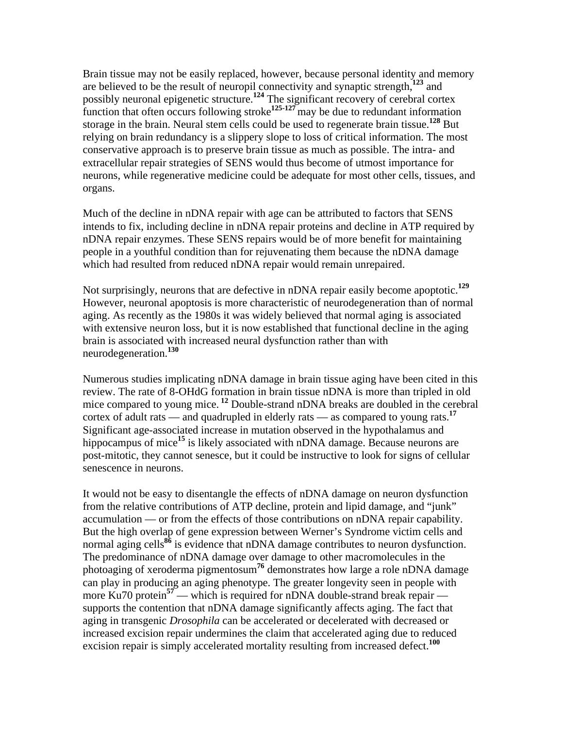Brain tissue may not be easily replaced, however, because personal identity and memory are believed to be the result of neuropil connectivity and synaptic strength,[123] and possibly neuronal epigenetic structure.[124] The significant recovery of cerebral cortex function that often occurs following stroke[125-127] may be due to redundant information storage in the brain. Neural stem cells could be used to regenerate brain tissue.[128] But relying on brain redundancy is a slippery slope to loss of critical information. The most conservative approach is to preserve brain tissue as much as possible. The intra- and extracellular repair strategies of SENS would thus become of utmost importance for neurons, while regenerative medicine could be adequate for most other cells, tissues, and organs.

Much of the decline in nDNA repair with age can be attributed to factors that SENS intends to fix, including decline in nDNA repair proteins and decline in ATP required by nDNA repair enzymes. These SENS repairs would be of more benefit for maintaining people in a youthful condition than for rejuvenating them because the nDNA damage which had resulted from reduced nDNA repair would remain unrepaired.

Not surprisingly, neurons that are defective in nDNA repair easily become apoptotic.[129] However, neuronal apoptosis is more characteristic of neurodegeneration than of normal aging. As recently as the 1980s it was widely believed that normal aging is associated with extensive neuron loss, but it is now established that functional decline in the aging brain is associated with increased neural dysfunction rather than with neurodegeneration.[130]

Numerous studies implicating nDNA damage in brain tissue aging have been cited in this review. The rate of 8-OHdG formation in brain tissue nDNA is more than tripled in old mice compared to young mice.[12] Double-strand nDNA breaks are doubled in the cerebral cortex of adult rats — and quadrupled in elderly rats — as compared to young rats.[17] Significant age-associated increase in mutation observed in the hypothalamus and hippocampus of mice[15] is likely associated with nDNA damage. Because neurons are post-mitotic, they cannot senesce, but it could be instructive to look for signs of cellular senescence in neurons.

It would not be easy to disentangle the effects of nDNA damage on neuron dysfunction from the relative contributions of ATP decline, protein and lipid damage, and "junk" accumulation — or from the effects of those contributions on nDNA repair capability. But the high overlap of gene expression between Werner's Syndrome victim cells and normal aging cells[86] is evidence that nDNA damage contributes to neuron dysfunction. The predominance of nDNA damage over damage to other macromolecules in the photoaging of xeroderma pigmentosum[76] demonstrates how large a role nDNA damage can play in producing an aging phenotype. The greater longevity seen in people with more Ku70 protein[57] — which is required for nDNA double-strand break repair — supports the contention that nDNA damage significantly affects aging. The fact that aging in transgenic *Drosophila* can be accelerated or decelerated with decreased or increased excision repair undermines the claim that accelerated aging due to reduced excision repair is simply accelerated mortality resulting from increased defect.[100]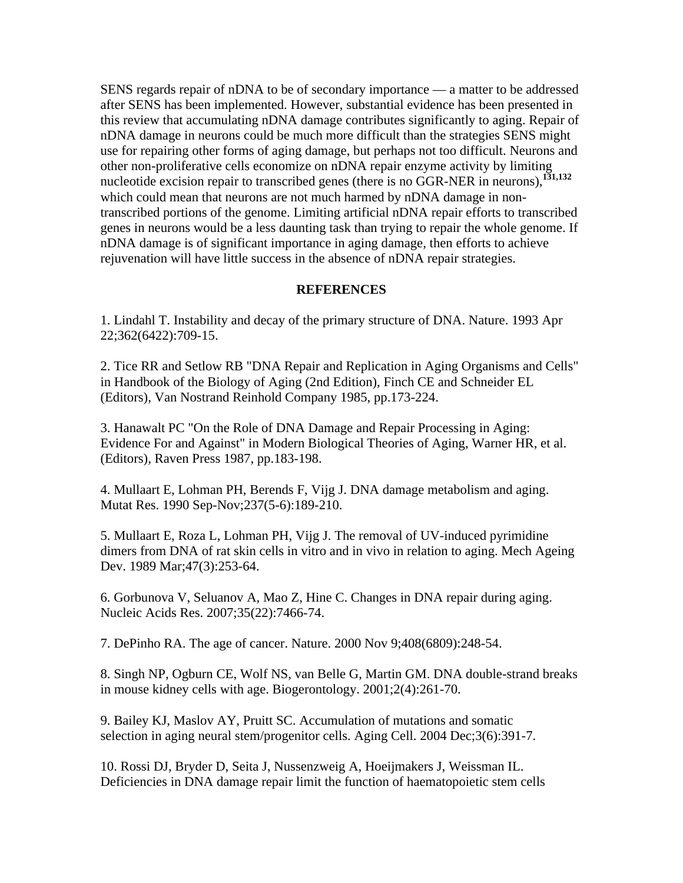SENS regards repair of nDNA to be of secondary importance — a matter to be addressed after SENS has been implemented. However, substantial evidence has been presented in this review that accumulating nDNA damage contributes significantly to aging. Repair of nDNA damage in neurons could be much more difficult than the strategies SENS might use for repairing other forms of aging damage, but perhaps not too difficult. Neurons and other non-proliferative cells economize on nDNA repair enzyme activity by limiting nucleotide excision repair to transcribed genes (there is no GGR-NER in neurons),[131,132] which could mean that neurons are not much harmed by nDNA damage in non-transcribed portions of the genome. Limiting artificial nDNA repair efforts to transcribed genes in neurons would be a less daunting task than trying to repair the whole genome. If nDNA damage is of significant importance in aging damage, then efforts to achieve rejuvenation will have little success in the absence of nDNA repair strategies.

## REFERENCES

1. Lindahl T. Instability and decay of the primary structure of DNA. Nature. 1993 Apr 22;362(6422):709-15.

2. Tice RR and Setlow RB "DNA Repair and Replication in Aging Organisms and Cells" in Handbook of the Biology of Aging (2nd Edition), Finch CE and Schneider EL (Editors), Van Nostrand Reinhold Company 1985, pp.173-224.

3. Hanawalt PC "On the Role of DNA Damage and Repair Processing in Aging: Evidence For and Against" in Modern Biological Theories of Aging, Warner HR, et al. (Editors), Raven Press 1987, pp.183-198.

4. Mullaart E, Lohman PH, Berends F, Vijg J. DNA damage metabolism and aging. Mutat Res. 1990 Sep-Nov;237(5-6):189-210.

5. Mullaart E, Roza L, Lohman PH, Vijg J. The removal of UV-induced pyrimidine dimers from DNA of rat skin cells in vitro and in vivo in relation to aging. Mech Ageing Dev. 1989 Mar;47(3):253-64.

6. Gorbunova V, Seluanov A, Mao Z, Hine C. Changes in DNA repair during aging. Nucleic Acids Res. 2007;35(22):7466-74.

7. DePinho RA. The age of cancer. Nature. 2000 Nov 9;408(6809):248-54.

8. Singh NP, Ogburn CE, Wolf NS, van Belle G, Martin GM. DNA double-strand breaks in mouse kidney cells with age. Biogerontology. 2001;2(4):261-70.

9. Bailey KJ, Maslov AY, Pruitt SC. Accumulation of mutations and somatic selection in aging neural stem/progenitor cells. Aging Cell. 2004 Dec;3(6):391-7.

10. Rossi DJ, Bryder D, Seita J, Nussenzweig A, Hoeijmakers J, Weissman IL. Deficiencies in DNA damage repair limit the function of haematopoietic stem cells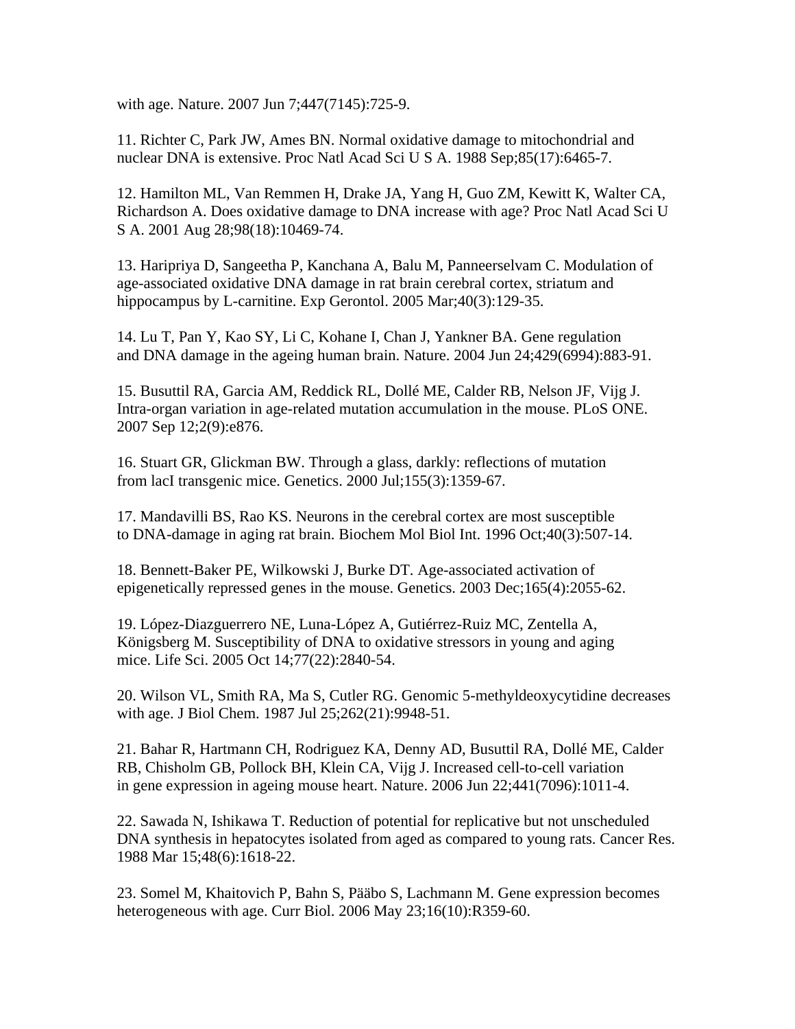with age. Nature. 2007 Jun 7;447(7145):725-9.

11. Richter C, Park JW, Ames BN. Normal oxidative damage to mitochondrial and nuclear DNA is extensive. Proc Natl Acad Sci U S A. 1988 Sep;85(17):6465-7.

12. Hamilton ML, Van Remmen H, Drake JA, Yang H, Guo ZM, Kewitt K, Walter CA, Richardson A. Does oxidative damage to DNA increase with age? Proc Natl Acad Sci U S A. 2001 Aug 28;98(18):10469-74.

13. Haripriya D, Sangeetha P, Kanchana A, Balu M, Panneerselvam C. Modulation of age-associated oxidative DNA damage in rat brain cerebral cortex, striatum and hippocampus by L-carnitine. Exp Gerontol. 2005 Mar;40(3):129-35.

14. Lu T, Pan Y, Kao SY, Li C, Kohane I, Chan J, Yankner BA. Gene regulation and DNA damage in the ageing human brain. Nature. 2004 Jun 24;429(6994):883-91.

15. Busuttil RA, Garcia AM, Reddick RL, Dollé ME, Calder RB, Nelson JF, Vijg J. Intra-organ variation in age-related mutation accumulation in the mouse. PLoS ONE. 2007 Sep 12;2(9):e876.

16. Stuart GR, Glickman BW. Through a glass, darkly: reflections of mutation from lacI transgenic mice. Genetics. 2000 Jul;155(3):1359-67.

17. Mandavilli BS, Rao KS. Neurons in the cerebral cortex are most susceptible to DNA-damage in aging rat brain. Biochem Mol Biol Int. 1996 Oct;40(3):507-14.

18. Bennett-Baker PE, Wilkowski J, Burke DT. Age-associated activation of epigenetically repressed genes in the mouse. Genetics. 2003 Dec;165(4):2055-62.

19. López-Diazguerrero NE, Luna-López A, Gutiérrez-Ruiz MC, Zentella A, Königsberg M. Susceptibility of DNA to oxidative stressors in young and aging mice. Life Sci. 2005 Oct 14;77(22):2840-54.

20. Wilson VL, Smith RA, Ma S, Cutler RG. Genomic 5-methyldeoxycytidine decreases with age. J Biol Chem. 1987 Jul 25;262(21):9948-51.

21. Bahar R, Hartmann CH, Rodriguez KA, Denny AD, Busuttil RA, Dollé ME, Calder RB, Chisholm GB, Pollock BH, Klein CA, Vijg J. Increased cell-to-cell variation in gene expression in ageing mouse heart. Nature. 2006 Jun 22;441(7096):1011-4.

22. Sawada N, Ishikawa T. Reduction of potential for replicative but not unscheduled DNA synthesis in hepatocytes isolated from aged as compared to young rats. Cancer Res. 1988 Mar 15;48(6):1618-22.

23. Somel M, Khaitovich P, Bahn S, Pääbo S, Lachmann M. Gene expression becomes heterogeneous with age. Curr Biol. 2006 May 23;16(10):R359-60.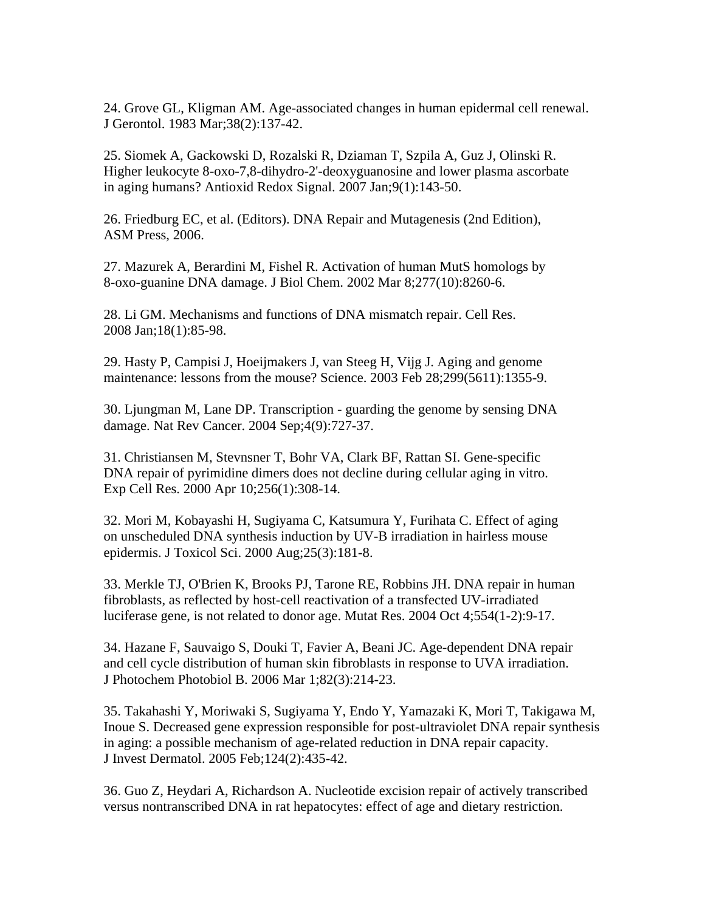24. Grove GL, Kligman AM. Age-associated changes in human epidermal cell renewal. J Gerontol. 1983 Mar;38(2):137-42.

25. Siomek A, Gackowski D, Rozalski R, Dziaman T, Szpila A, Guz J, Olinski R. Higher leukocyte 8-oxo-7,8-dihydro-2'-deoxyguanosine and lower plasma ascorbate in aging humans? Antioxid Redox Signal. 2007 Jan;9(1):143-50.

26. Friedburg EC, et al. (Editors). DNA Repair and Mutagenesis (2nd Edition), ASM Press, 2006.

27. Mazurek A, Berardini M, Fishel R. Activation of human MutS homologs by 8-oxo-guanine DNA damage. J Biol Chem. 2002 Mar 8;277(10):8260-6.

28. Li GM. Mechanisms and functions of DNA mismatch repair. Cell Res. 2008 Jan;18(1):85-98.

29. Hasty P, Campisi J, Hoeijmakers J, van Steeg H, Vijg J. Aging and genome maintenance: lessons from the mouse? Science. 2003 Feb 28;299(5611):1355-9.

30. Ljungman M, Lane DP. Transcription - guarding the genome by sensing DNA damage. Nat Rev Cancer. 2004 Sep;4(9):727-37.

31. Christiansen M, Stevnsner T, Bohr VA, Clark BF, Rattan SI. Gene-specific DNA repair of pyrimidine dimers does not decline during cellular aging in vitro. Exp Cell Res. 2000 Apr 10;256(1):308-14.

32. Mori M, Kobayashi H, Sugiyama C, Katsumura Y, Furihata C. Effect of aging on unscheduled DNA synthesis induction by UV-B irradiation in hairless mouse epidermis. J Toxicol Sci. 2000 Aug;25(3):181-8.

33. Merkle TJ, O'Brien K, Brooks PJ, Tarone RE, Robbins JH. DNA repair in human fibroblasts, as reflected by host-cell reactivation of a transfected UV-irradiated luciferase gene, is not related to donor age. Mutat Res. 2004 Oct 4;554(1-2):9-17.

34. Hazane F, Sauvaigo S, Douki T, Favier A, Beani JC. Age-dependent DNA repair and cell cycle distribution of human skin fibroblasts in response to UVA irradiation. J Photochem Photobiol B. 2006 Mar 1;82(3):214-23.

35. Takahashi Y, Moriwaki S, Sugiyama Y, Endo Y, Yamazaki K, Mori T, Takigawa M, Inoue S. Decreased gene expression responsible for post-ultraviolet DNA repair synthesis in aging: a possible mechanism of age-related reduction in DNA repair capacity. J Invest Dermatol. 2005 Feb;124(2):435-42.

36. Guo Z, Heydari A, Richardson A. Nucleotide excision repair of actively transcribed versus nontranscribed DNA in rat hepatocytes: effect of age and dietary restriction.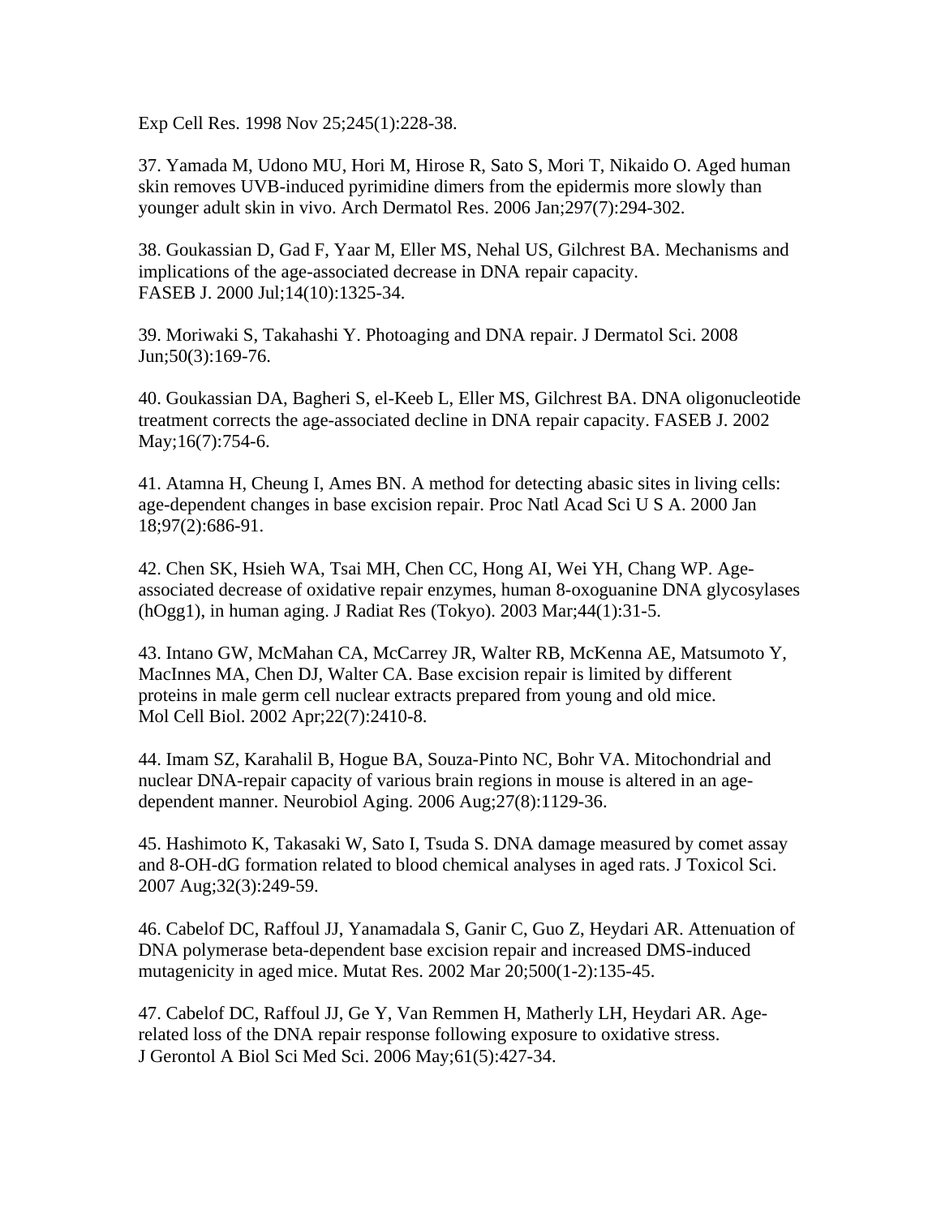Exp Cell Res. 1998 Nov 25;245(1):228-38.

37. Yamada M, Udono MU, Hori M, Hirose R, Sato S, Mori T, Nikaido O. Aged human skin removes UVB-induced pyrimidine dimers from the epidermis more slowly than younger adult skin in vivo. Arch Dermatol Res. 2006 Jan;297(7):294-302.

38. Goukassian D, Gad F, Yaar M, Eller MS, Nehal US, Gilchrest BA. Mechanisms and implications of the age-associated decrease in DNA repair capacity. FASEB J. 2000 Jul;14(10):1325-34.

39. Moriwaki S, Takahashi Y. Photoaging and DNA repair. J Dermatol Sci. 2008 Jun;50(3):169-76.

40. Goukassian DA, Bagheri S, el-Keeb L, Eller MS, Gilchrest BA. DNA oligonucleotide treatment corrects the age-associated decline in DNA repair capacity. FASEB J. 2002 May;16(7):754-6.

41. Atamna H, Cheung I, Ames BN. A method for detecting abasic sites in living cells: age-dependent changes in base excision repair. Proc Natl Acad Sci U S A. 2000 Jan 18;97(2):686-91.

42. Chen SK, Hsieh WA, Tsai MH, Chen CC, Hong AI, Wei YH, Chang WP. Age-associated decrease of oxidative repair enzymes, human 8-oxoguanine DNA glycosylases (hOgg1), in human aging. J Radiat Res (Tokyo). 2003 Mar;44(1):31-5.

43. Intano GW, McMahan CA, McCarrey JR, Walter RB, McKenna AE, Matsumoto Y, MacInnes MA, Chen DJ, Walter CA. Base excision repair is limited by different proteins in male germ cell nuclear extracts prepared from young and old mice. Mol Cell Biol. 2002 Apr;22(7):2410-8.

44. Imam SZ, Karahalil B, Hogue BA, Souza-Pinto NC, Bohr VA. Mitochondrial and nuclear DNA-repair capacity of various brain regions in mouse is altered in an age-dependent manner. Neurobiol Aging. 2006 Aug;27(8):1129-36.

45. Hashimoto K, Takasaki W, Sato I, Tsuda S. DNA damage measured by comet assay and 8-OH-dG formation related to blood chemical analyses in aged rats. J Toxicol Sci. 2007 Aug;32(3):249-59.

46. Cabelof DC, Raffoul JJ, Yanamadala S, Ganir C, Guo Z, Heydari AR. Attenuation of DNA polymerase beta-dependent base excision repair and increased DMS-induced mutagenicity in aged mice. Mutat Res. 2002 Mar 20;500(1-2):135-45.

47. Cabelof DC, Raffoul JJ, Ge Y, Van Remmen H, Matherly LH, Heydari AR. Age-related loss of the DNA repair response following exposure to oxidative stress. J Gerontol A Biol Sci Med Sci. 2006 May;61(5):427-34.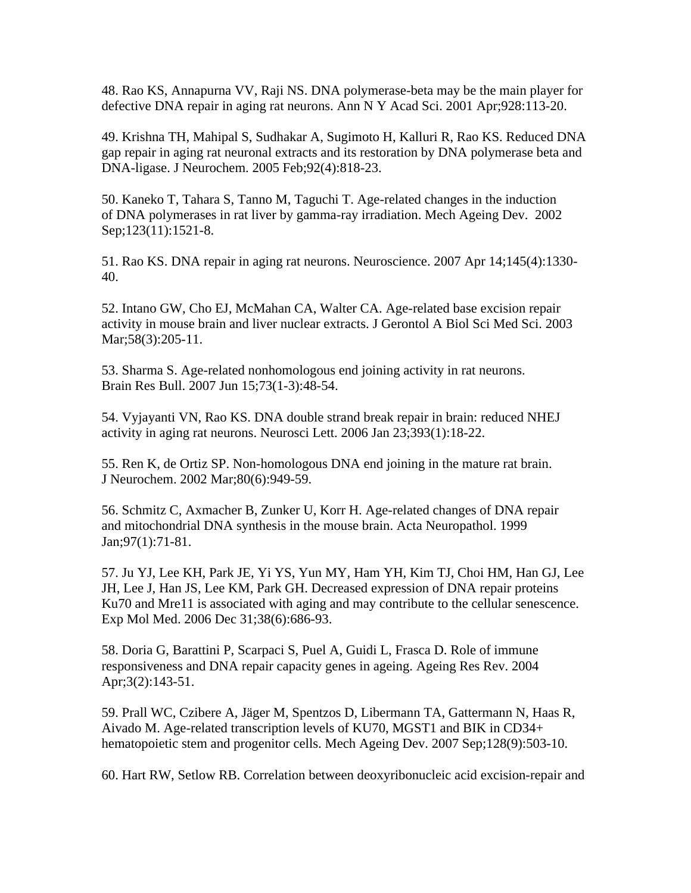48. Rao KS, Annapurna VV, Raji NS. DNA polymerase-beta may be the main player for defective DNA repair in aging rat neurons. Ann N Y Acad Sci. 2001 Apr;928:113-20.

49. Krishna TH, Mahipal S, Sudhakar A, Sugimoto H, Kalluri R, Rao KS. Reduced DNA gap repair in aging rat neuronal extracts and its restoration by DNA polymerase beta and DNA-ligase. J Neurochem. 2005 Feb;92(4):818-23.

50. Kaneko T, Tahara S, Tanno M, Taguchi T. Age-related changes in the induction of DNA polymerases in rat liver by gamma-ray irradiation. Mech Ageing Dev. 2002 Sep;123(11):1521-8.

51. Rao KS. DNA repair in aging rat neurons. Neuroscience. 2007 Apr 14;145(4):1330-40.

52. Intano GW, Cho EJ, McMahan CA, Walter CA. Age-related base excision repair activity in mouse brain and liver nuclear extracts. J Gerontol A Biol Sci Med Sci. 2003 Mar;58(3):205-11.

53. Sharma S. Age-related nonhomologous end joining activity in rat neurons. Brain Res Bull. 2007 Jun 15;73(1-3):48-54.

54. Vyjayanti VN, Rao KS. DNA double strand break repair in brain: reduced NHEJ activity in aging rat neurons. Neurosci Lett. 2006 Jan 23;393(1):18-22.

55. Ren K, de Ortiz SP. Non-homologous DNA end joining in the mature rat brain. J Neurochem. 2002 Mar;80(6):949-59.

56. Schmitz C, Axmacher B, Zunker U, Korr H. Age-related changes of DNA repair and mitochondrial DNA synthesis in the mouse brain. Acta Neuropathol. 1999 Jan;97(1):71-81.

57. Ju YJ, Lee KH, Park JE, Yi YS, Yun MY, Ham YH, Kim TJ, Choi HM, Han GJ, Lee JH, Lee J, Han JS, Lee KM, Park GH. Decreased expression of DNA repair proteins Ku70 and Mre11 is associated with aging and may contribute to the cellular senescence. Exp Mol Med. 2006 Dec 31;38(6):686-93.

58. Doria G, Barattini P, Scarpaci S, Puel A, Guidi L, Frasca D. Role of immune responsiveness and DNA repair capacity genes in ageing. Ageing Res Rev. 2004 Apr;3(2):143-51.

59. Prall WC, Czibere A, Jäger M, Spentzos D, Libermann TA, Gattermann N, Haas R, Aivado M. Age-related transcription levels of KU70, MGST1 and BIK in CD34+ hematopoietic stem and progenitor cells. Mech Ageing Dev. 2007 Sep;128(9):503-10.

60. Hart RW, Setlow RB. Correlation between deoxyribonucleic acid excision-repair and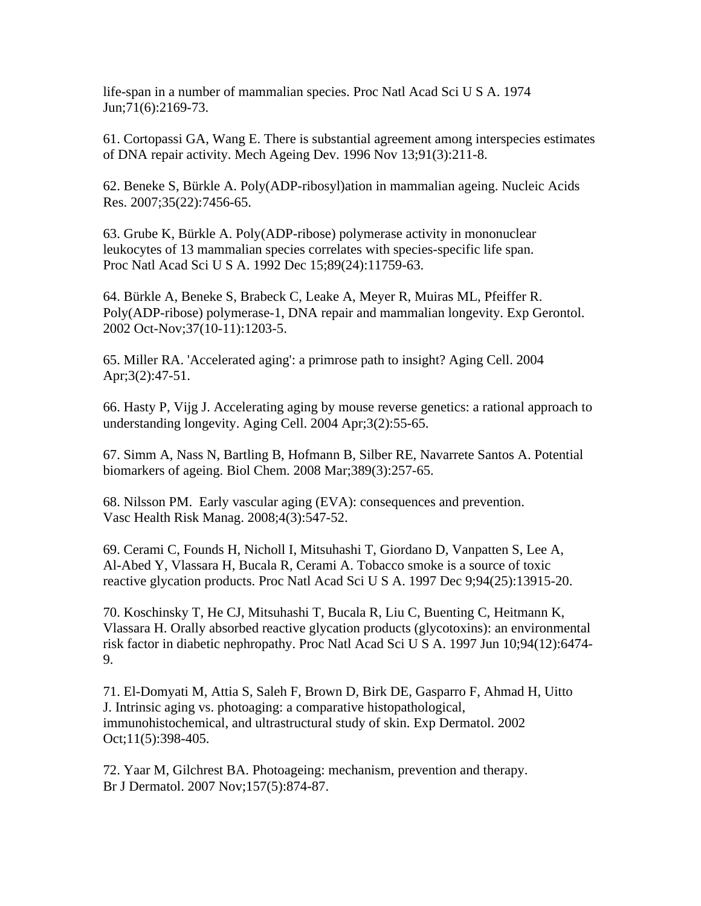life-span in a number of mammalian species. Proc Natl Acad Sci U S A. 1974 Jun;71(6):2169-73.

61. Cortopassi GA, Wang E. There is substantial agreement among interspecies estimates of DNA repair activity. Mech Ageing Dev. 1996 Nov 13;91(3):211-8.

62. Beneke S, Bürkle A. Poly(ADP-ribosyl)ation in mammalian ageing. Nucleic Acids Res. 2007;35(22):7456-65.

63. Grube K, Bürkle A. Poly(ADP-ribose) polymerase activity in mononuclear leukocytes of 13 mammalian species correlates with species-specific life span. Proc Natl Acad Sci U S A. 1992 Dec 15;89(24):11759-63.

64. Bürkle A, Beneke S, Brabeck C, Leake A, Meyer R, Muiras ML, Pfeiffer R. Poly(ADP-ribose) polymerase-1, DNA repair and mammalian longevity. Exp Gerontol. 2002 Oct-Nov;37(10-11):1203-5.

65. Miller RA. 'Accelerated aging': a primrose path to insight? Aging Cell. 2004 Apr;3(2):47-51.

66. Hasty P, Vijg J. Accelerating aging by mouse reverse genetics: a rational approach to understanding longevity. Aging Cell. 2004 Apr;3(2):55-65.

67. Simm A, Nass N, Bartling B, Hofmann B, Silber RE, Navarrete Santos A. Potential biomarkers of ageing. Biol Chem. 2008 Mar;389(3):257-65.

68. Nilsson PM. Early vascular aging (EVA): consequences and prevention. Vasc Health Risk Manag. 2008;4(3):547-52.

69. Cerami C, Founds H, Nicholl I, Mitsuhashi T, Giordano D, Vanpatten S, Lee A, Al-Abed Y, Vlassara H, Bucala R, Cerami A. Tobacco smoke is a source of toxic reactive glycation products. Proc Natl Acad Sci U S A. 1997 Dec 9;94(25):13915-20.

70. Koschinsky T, He CJ, Mitsuhashi T, Bucala R, Liu C, Buenting C, Heitmann K, Vlassara H. Orally absorbed reactive glycation products (glycotoxins): an environmental risk factor in diabetic nephropathy. Proc Natl Acad Sci U S A. 1997 Jun 10;94(12):6474-9.

71. El-Domyati M, Attia S, Saleh F, Brown D, Birk DE, Gasparro F, Ahmad H, Uitto J. Intrinsic aging vs. photoaging: a comparative histopathological, immunohistochemical, and ultrastructural study of skin. Exp Dermatol. 2002 Oct;11(5):398-405.

72. Yaar M, Gilchrest BA. Photoageing: mechanism, prevention and therapy. Br J Dermatol. 2007 Nov;157(5):874-87.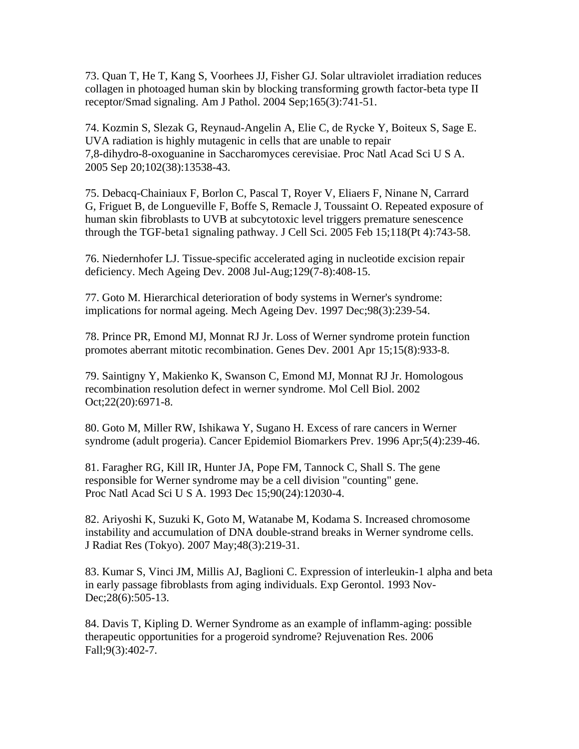73. Quan T, He T, Kang S, Voorhees JJ, Fisher GJ. Solar ultraviolet irradiation reduces collagen in photoaged human skin by blocking transforming growth factor-beta type II receptor/Smad signaling. Am J Pathol. 2004 Sep;165(3):741-51.

74. Kozmin S, Slezak G, Reynaud-Angelin A, Elie C, de Rycke Y, Boiteux S, Sage E. UVA radiation is highly mutagenic in cells that are unable to repair 7,8-dihydro-8-oxoguanine in Saccharomyces cerevisiae. Proc Natl Acad Sci U S A. 2005 Sep 20;102(38):13538-43.

75. Debacq-Chainiaux F, Borlon C, Pascal T, Royer V, Eliaers F, Ninane N, Carrard G, Friguet B, de Longueville F, Boffe S, Remacle J, Toussaint O. Repeated exposure of human skin fibroblasts to UVB at subcytotoxic level triggers premature senescence through the TGF-beta1 signaling pathway. J Cell Sci. 2005 Feb 15;118(Pt 4):743-58.

76. Niedernhofer LJ. Tissue-specific accelerated aging in nucleotide excision repair deficiency. Mech Ageing Dev. 2008 Jul-Aug;129(7-8):408-15.

77. Goto M. Hierarchical deterioration of body systems in Werner's syndrome: implications for normal ageing. Mech Ageing Dev. 1997 Dec;98(3):239-54.

78. Prince PR, Emond MJ, Monnat RJ Jr. Loss of Werner syndrome protein function promotes aberrant mitotic recombination. Genes Dev. 2001 Apr 15;15(8):933-8.

79. Saintigny Y, Makienko K, Swanson C, Emond MJ, Monnat RJ Jr. Homologous recombination resolution defect in werner syndrome. Mol Cell Biol. 2002 Oct;22(20):6971-8.

80. Goto M, Miller RW, Ishikawa Y, Sugano H. Excess of rare cancers in Werner syndrome (adult progeria). Cancer Epidemiol Biomarkers Prev. 1996 Apr;5(4):239-46.

81. Faragher RG, Kill IR, Hunter JA, Pope FM, Tannock C, Shall S. The gene responsible for Werner syndrome may be a cell division "counting" gene. Proc Natl Acad Sci U S A. 1993 Dec 15;90(24):12030-4.

82. Ariyoshi K, Suzuki K, Goto M, Watanabe M, Kodama S. Increased chromosome instability and accumulation of DNA double-strand breaks in Werner syndrome cells. J Radiat Res (Tokyo). 2007 May;48(3):219-31.

83. Kumar S, Vinci JM, Millis AJ, Baglioni C. Expression of interleukin-1 alpha and beta in early passage fibroblasts from aging individuals. Exp Gerontol. 1993 Nov-Dec;28(6):505-13.

84. Davis T, Kipling D. Werner Syndrome as an example of inflamm-aging: possible therapeutic opportunities for a progeroid syndrome? Rejuvenation Res. 2006 Fall;9(3):402-7.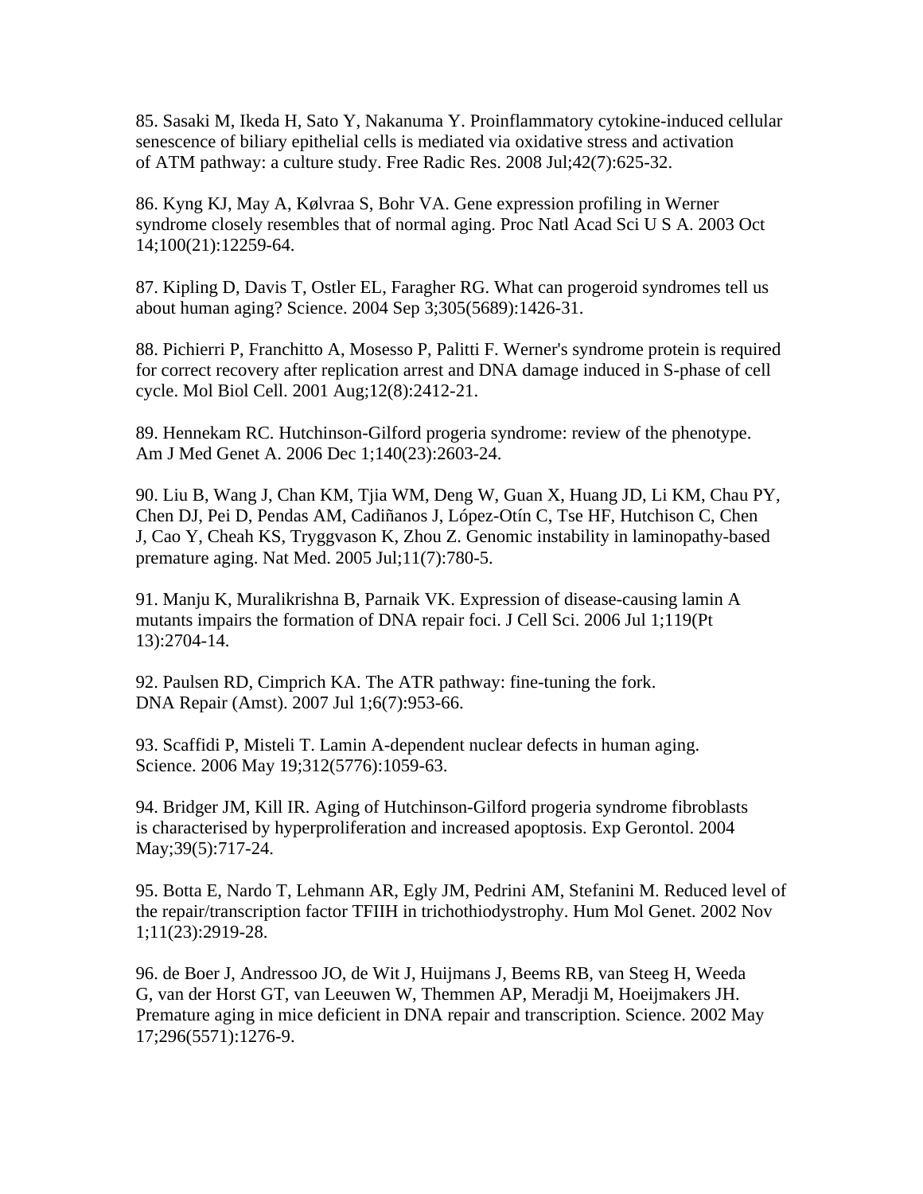85. Sasaki M, Ikeda H, Sato Y, Nakanuma Y. Proinflammatory cytokine-induced cellular senescence of biliary epithelial cells is mediated via oxidative stress and activation of ATM pathway: a culture study. Free Radic Res. 2008 Jul;42(7):625-32.

86. Kyng KJ, May A, Kølvraa S, Bohr VA. Gene expression profiling in Werner syndrome closely resembles that of normal aging. Proc Natl Acad Sci U S A. 2003 Oct 14;100(21):12259-64.

87. Kipling D, Davis T, Ostler EL, Faragher RG. What can progeroid syndromes tell us about human aging? Science. 2004 Sep 3;305(5689):1426-31.

88. Pichierri P, Franchitto A, Mosesso P, Palitti F. Werner's syndrome protein is required for correct recovery after replication arrest and DNA damage induced in S-phase of cell cycle. Mol Biol Cell. 2001 Aug;12(8):2412-21.

89. Hennekam RC. Hutchinson-Gilford progeria syndrome: review of the phenotype. Am J Med Genet A. 2006 Dec 1;140(23):2603-24.

90. Liu B, Wang J, Chan KM, Tjia WM, Deng W, Guan X, Huang JD, Li KM, Chau PY, Chen DJ, Pei D, Pendas AM, Cadiñanos J, López-Otín C, Tse HF, Hutchison C, Chen J, Cao Y, Cheah KS, Tryggvason K, Zhou Z. Genomic instability in laminopathy-based premature aging. Nat Med. 2005 Jul;11(7):780-5.

91. Manju K, Muralikrishna B, Parnaik VK. Expression of disease-causing lamin A mutants impairs the formation of DNA repair foci. J Cell Sci. 2006 Jul 1;119(Pt 13):2704-14.

92. Paulsen RD, Cimprich KA. The ATR pathway: fine-tuning the fork. DNA Repair (Amst). 2007 Jul 1;6(7):953-66.

93. Scaffidi P, Misteli T. Lamin A-dependent nuclear defects in human aging. Science. 2006 May 19;312(5776):1059-63.

94. Bridger JM, Kill IR. Aging of Hutchinson-Gilford progeria syndrome fibroblasts is characterised by hyperproliferation and increased apoptosis. Exp Gerontol. 2004 May;39(5):717-24.

95. Botta E, Nardo T, Lehmann AR, Egly JM, Pedrini AM, Stefanini M. Reduced level of the repair/transcription factor TFIIH in trichothiodystrophy. Hum Mol Genet. 2002 Nov 1;11(23):2919-28.

96. de Boer J, Andressoo JO, de Wit J, Huijmans J, Beems RB, van Steeg H, Weeda G, van der Horst GT, van Leeuwen W, Themmen AP, Meradji M, Hoeijmakers JH. Premature aging in mice deficient in DNA repair and transcription. Science. 2002 May 17;296(5571):1276-9.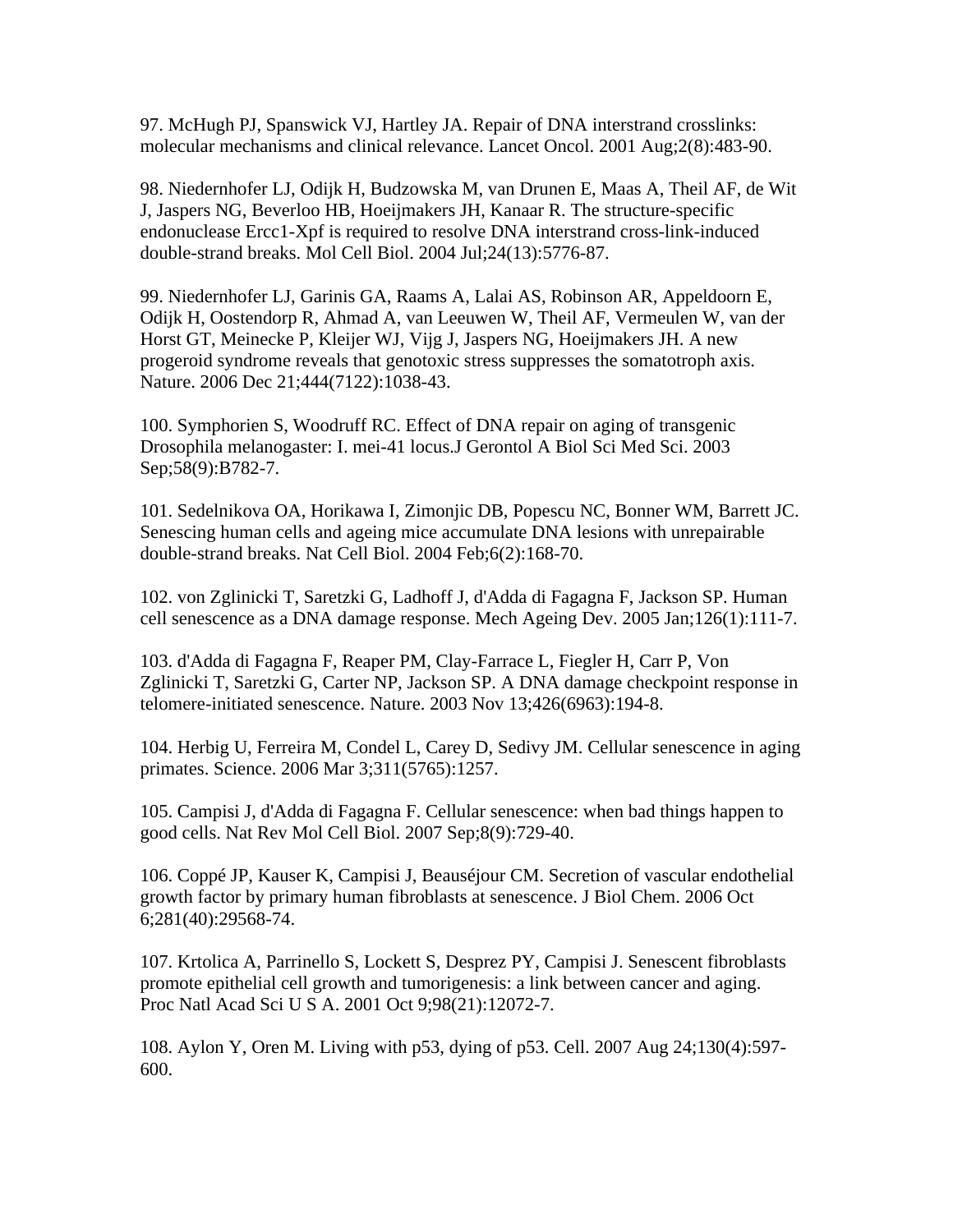97. McHugh PJ, Spanswick VJ, Hartley JA. Repair of DNA interstrand crosslinks: molecular mechanisms and clinical relevance. Lancet Oncol. 2001 Aug;2(8):483-90.

98. Niedernhofer LJ, Odijk H, Budzowska M, van Drunen E, Maas A, Theil AF, de Wit J, Jaspers NG, Beverloo HB, Hoeijmakers JH, Kanaar R. The structure-specific endonuclease Ercc1-Xpf is required to resolve DNA interstrand cross-link-induced double-strand breaks. Mol Cell Biol. 2004 Jul;24(13):5776-87.

99. Niedernhofer LJ, Garinis GA, Raams A, Lalai AS, Robinson AR, Appeldoorn E, Odijk H, Oostendorp R, Ahmad A, van Leeuwen W, Theil AF, Vermeulen W, van der Horst GT, Meinecke P, Kleijer WJ, Vijg J, Jaspers NG, Hoeijmakers JH. A new progeroid syndrome reveals that genotoxic stress suppresses the somatotroph axis. Nature. 2006 Dec 21;444(7122):1038-43.

100. Symphorien S, Woodruff RC. Effect of DNA repair on aging of transgenic Drosophila melanogaster: I. mei-41 locus.J Gerontol A Biol Sci Med Sci. 2003 Sep;58(9):B782-7.

101. Sedelnikova OA, Horikawa I, Zimonjic DB, Popescu NC, Bonner WM, Barrett JC. Senescing human cells and ageing mice accumulate DNA lesions with unrepairable double-strand breaks. Nat Cell Biol. 2004 Feb;6(2):168-70.

102. von Zglinicki T, Saretzki G, Ladhoff J, d'Adda di Fagagna F, Jackson SP. Human cell senescence as a DNA damage response. Mech Ageing Dev. 2005 Jan;126(1):111-7.

103. d'Adda di Fagagna F, Reaper PM, Clay-Farrace L, Fiegler H, Carr P, Von Zglinicki T, Saretzki G, Carter NP, Jackson SP. A DNA damage checkpoint response in telomere-initiated senescence. Nature. 2003 Nov 13;426(6963):194-8.

104. Herbig U, Ferreira M, Condel L, Carey D, Sedivy JM. Cellular senescence in aging primates. Science. 2006 Mar 3;311(5765):1257.

105. Campisi J, d'Adda di Fagagna F. Cellular senescence: when bad things happen to good cells. Nat Rev Mol Cell Biol. 2007 Sep;8(9):729-40.

106. Coppé JP, Kauser K, Campisi J, Beauséjour CM. Secretion of vascular endothelial growth factor by primary human fibroblasts at senescence. J Biol Chem. 2006 Oct 6;281(40):29568-74.

107. Krtolica A, Parrinello S, Lockett S, Desprez PY, Campisi J. Senescent fibroblasts promote epithelial cell growth and tumorigenesis: a link between cancer and aging. Proc Natl Acad Sci U S A. 2001 Oct 9;98(21):12072-7.

108. Aylon Y, Oren M. Living with p53, dying of p53. Cell. 2007 Aug 24;130(4):597-600.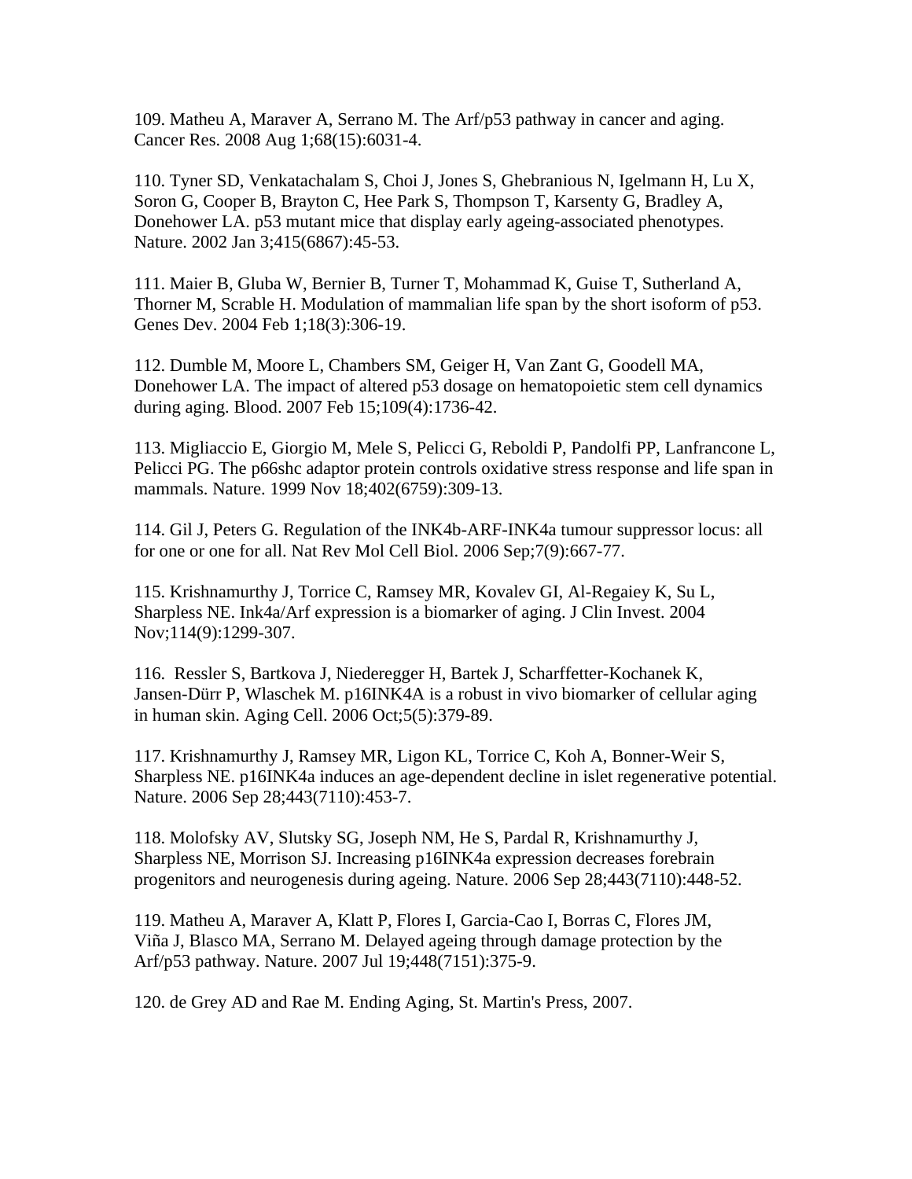109. Matheu A, Maraver A, Serrano M. The Arf/p53 pathway in cancer and aging. Cancer Res. 2008 Aug 1;68(15):6031-4.

110. Tyner SD, Venkatachalam S, Choi J, Jones S, Ghebranious N, Igelmann H, Lu X, Soron G, Cooper B, Brayton C, Hee Park S, Thompson T, Karsenty G, Bradley A, Donehower LA. p53 mutant mice that display early ageing-associated phenotypes. Nature. 2002 Jan 3;415(6867):45-53.

111. Maier B, Gluba W, Bernier B, Turner T, Mohammad K, Guise T, Sutherland A, Thorner M, Scrable H. Modulation of mammalian life span by the short isoform of p53. Genes Dev. 2004 Feb 1;18(3):306-19.

112. Dumble M, Moore L, Chambers SM, Geiger H, Van Zant G, Goodell MA, Donehower LA. The impact of altered p53 dosage on hematopoietic stem cell dynamics during aging. Blood. 2007 Feb 15;109(4):1736-42.

113. Migliaccio E, Giorgio M, Mele S, Pelicci G, Reboldi P, Pandolfi PP, Lanfrancone L, Pelicci PG. The p66shc adaptor protein controls oxidative stress response and life span in mammals. Nature. 1999 Nov 18;402(6759):309-13.

114. Gil J, Peters G. Regulation of the INK4b-ARF-INK4a tumour suppressor locus: all for one or one for all. Nat Rev Mol Cell Biol. 2006 Sep;7(9):667-77.

115. Krishnamurthy J, Torrice C, Ramsey MR, Kovalev GI, Al-Regaiey K, Su L, Sharpless NE. Ink4a/Arf expression is a biomarker of aging. J Clin Invest. 2004 Nov;114(9):1299-307.

116. Ressler S, Bartkova J, Niederegger H, Bartek J, Scharffetter-Kochanek K, Jansen-Dürr P, Wlaschek M. p16INK4A is a robust in vivo biomarker of cellular aging in human skin. Aging Cell. 2006 Oct;5(5):379-89.

117. Krishnamurthy J, Ramsey MR, Ligon KL, Torrice C, Koh A, Bonner-Weir S, Sharpless NE. p16INK4a induces an age-dependent decline in islet regenerative potential. Nature. 2006 Sep 28;443(7110):453-7.

118. Molofsky AV, Slutsky SG, Joseph NM, He S, Pardal R, Krishnamurthy J, Sharpless NE, Morrison SJ. Increasing p16INK4a expression decreases forebrain progenitors and neurogenesis during ageing. Nature. 2006 Sep 28;443(7110):448-52.

119. Matheu A, Maraver A, Klatt P, Flores I, Garcia-Cao I, Borras C, Flores JM, Viña J, Blasco MA, Serrano M. Delayed ageing through damage protection by the Arf/p53 pathway. Nature. 2007 Jul 19;448(7151):375-9.

120. de Grey AD and Rae M. Ending Aging, St. Martin's Press, 2007.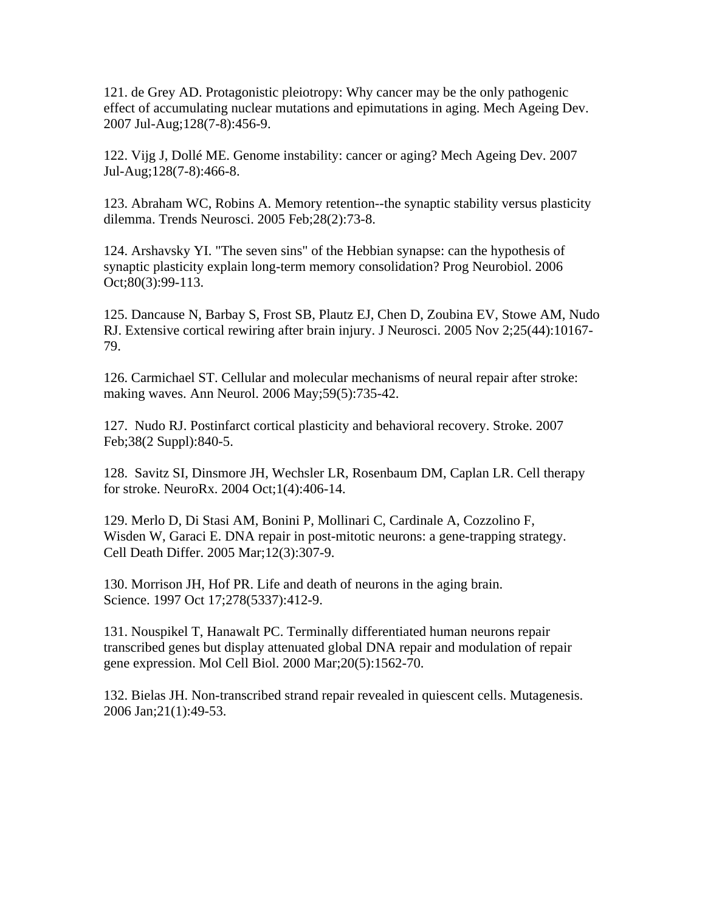121. de Grey AD. Protagonistic pleiotropy: Why cancer may be the only pathogenic effect of accumulating nuclear mutations and epimutations in aging. Mech Ageing Dev. 2007 Jul-Aug;128(7-8):456-9.

122. Vijg J, Dollé ME. Genome instability: cancer or aging? Mech Ageing Dev. 2007 Jul-Aug;128(7-8):466-8.

123. Abraham WC, Robins A. Memory retention--the synaptic stability versus plasticity dilemma. Trends Neurosci. 2005 Feb;28(2):73-8.

124. Arshavsky YI. "The seven sins" of the Hebbian synapse: can the hypothesis of synaptic plasticity explain long-term memory consolidation? Prog Neurobiol. 2006 Oct;80(3):99-113.

125. Dancause N, Barbay S, Frost SB, Plautz EJ, Chen D, Zoubina EV, Stowe AM, Nudo RJ. Extensive cortical rewiring after brain injury. J Neurosci. 2005 Nov 2;25(44):10167-79.

126. Carmichael ST. Cellular and molecular mechanisms of neural repair after stroke: making waves. Ann Neurol. 2006 May;59(5):735-42.

127. Nudo RJ. Postinfarct cortical plasticity and behavioral recovery. Stroke. 2007 Feb;38(2 Suppl):840-5.

128. Savitz SI, Dinsmore JH, Wechsler LR, Rosenbaum DM, Caplan LR. Cell therapy for stroke. NeuroRx. 2004 Oct;1(4):406-14.

129. Merlo D, Di Stasi AM, Bonini P, Mollinari C, Cardinale A, Cozzolino F, Wisden W, Garaci E. DNA repair in post-mitotic neurons: a gene-trapping strategy. Cell Death Differ. 2005 Mar;12(3):307-9.

130. Morrison JH, Hof PR. Life and death of neurons in the aging brain. Science. 1997 Oct 17;278(5337):412-9.

131. Nouspikel T, Hanawalt PC. Terminally differentiated human neurons repair transcribed genes but display attenuated global DNA repair and modulation of repair gene expression. Mol Cell Biol. 2000 Mar;20(5):1562-70.

132. Bielas JH. Non-transcribed strand repair revealed in quiescent cells. Mutagenesis. 2006 Jan;21(1):49-53.